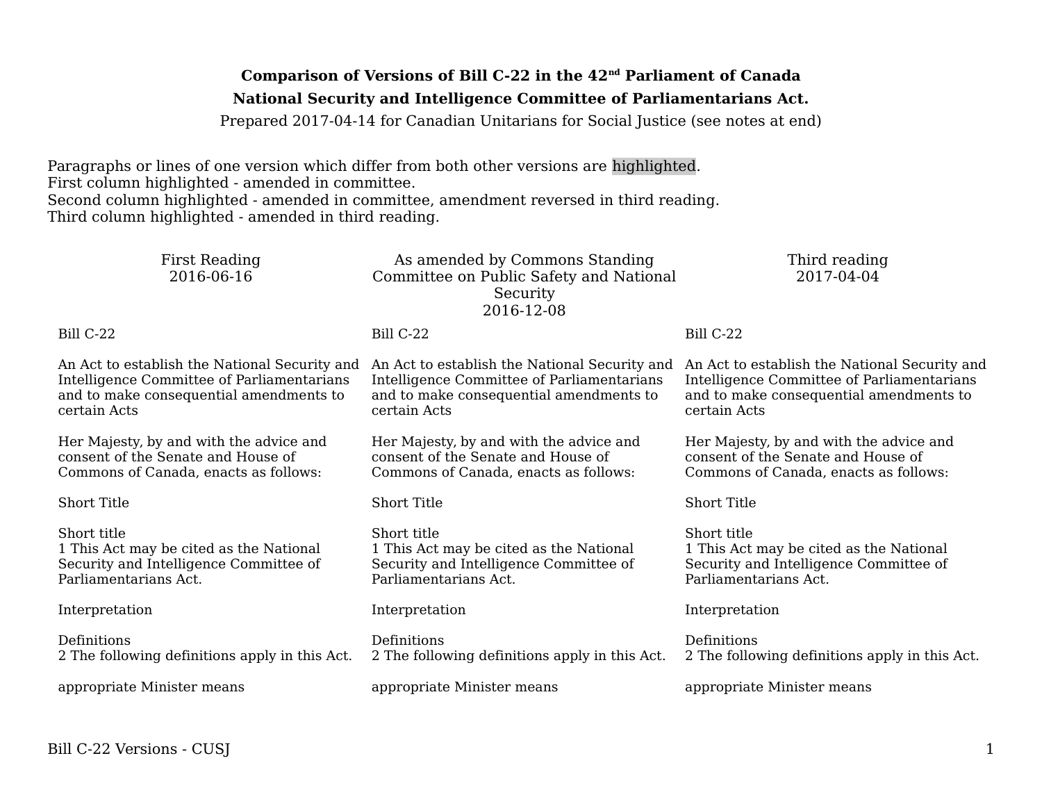**Comparison of Versions of Bill C-22 in the 42nd Parliament of Canada**

**National Security and Intelligence Committee of Parliamentarians Act.**

Prepared 2017-04-14 for Canadian Unitarians for Social Justice (see notes at end)

Paragraphs or lines of one version which differ from both other versions are highlighted.
First column highlighted - amended in committee.
Second column highlighted - amended in committee, amendment reversed in third reading.
Third column highlighted - amended in third reading.

| First Reading 2016-06-16 | As amended by Commons Standing Committee on Public Safety and National Security 2016-12-08 | Third reading 2017-04-04 |
|---|---|---|
| Bill C-22 | Bill C-22 | Bill C-22 |
| An Act to establish the National Security and Intelligence Committee of Parliamentarians and to make consequential amendments to certain Acts | An Act to establish the National Security and Intelligence Committee of Parliamentarians and to make consequential amendments to certain Acts | An Act to establish the National Security and Intelligence Committee of Parliamentarians and to make consequential amendments to certain Acts |
| Her Majesty, by and with the advice and consent of the Senate and House of Commons of Canada, enacts as follows: | Her Majesty, by and with the advice and consent of the Senate and House of Commons of Canada, enacts as follows: | Her Majesty, by and with the advice and consent of the Senate and House of Commons of Canada, enacts as follows: |
| Short Title | Short Title | Short Title |
| Short title<br>1 This Act may be cited as the National Security and Intelligence Committee of Parliamentarians Act. | Short title<br>1 This Act may be cited as the National Security and Intelligence Committee of Parliamentarians Act. | Short title<br>1 This Act may be cited as the National Security and Intelligence Committee of Parliamentarians Act. |
| Interpretation | Interpretation | Interpretation |
| Definitions<br>2 The following definitions apply in this Act. | Definitions<br>2 The following definitions apply in this Act. | Definitions<br>2 The following definitions apply in this Act. |
| appropriate Minister means | appropriate Minister means | appropriate Minister means |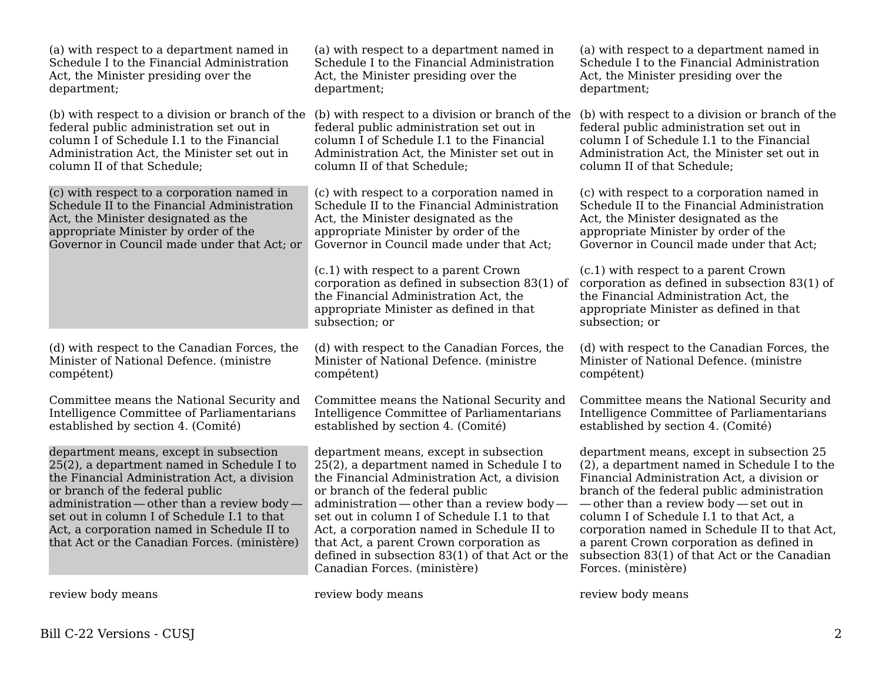| | | |
|---|---|---|
| (a) with respect to a department named in Schedule I to the Financial Administration Act, the Minister presiding over the department; | (a) with respect to a department named in Schedule I to the Financial Administration Act, the Minister presiding over the department; | (a) with respect to a department named in Schedule I to the Financial Administration Act, the Minister presiding over the department; |
| (b) with respect to a division or branch of the federal public administration set out in column I of Schedule I.1 to the Financial Administration Act, the Minister set out in column II of that Schedule; | (b) with respect to a division or branch of the federal public administration set out in column I of Schedule I.1 to the Financial Administration Act, the Minister set out in column II of that Schedule; | (b) with respect to a division or branch of the federal public administration set out in column I of Schedule I.1 to the Financial Administration Act, the Minister set out in column II of that Schedule; |
| (c) with respect to a corporation named in Schedule II to the Financial Administration Act, the Minister designated as the appropriate Minister by order of the Governor in Council made under that Act; or | (c) with respect to a corporation named in Schedule II to the Financial Administration Act, the Minister designated as the appropriate Minister by order of the Governor in Council made under that Act;<br><br>(c.1) with respect to a parent Crown corporation as defined in subsection 83(1) of the Financial Administration Act, the appropriate Minister as defined in that subsection; or | (c) with respect to a corporation named in Schedule II to the Financial Administration Act, the Minister designated as the appropriate Minister by order of the Governor in Council made under that Act;<br><br>(c.1) with respect to a parent Crown corporation as defined in subsection 83(1) of the Financial Administration Act, the appropriate Minister as defined in that subsection; or |
| (d) with respect to the Canadian Forces, the Minister of National Defence. (ministre compétent) | (d) with respect to the Canadian Forces, the Minister of National Defence. (ministre compétent) | (d) with respect to the Canadian Forces, the Minister of National Defence. (ministre compétent) |
| Committee means the National Security and Intelligence Committee of Parliamentarians established by section 4. (Comité) | Committee means the National Security and Intelligence Committee of Parliamentarians established by section 4. (Comité) | Committee means the National Security and Intelligence Committee of Parliamentarians established by section 4. (Comité) |
| department means, except in subsection 25(2), a department named in Schedule I to the Financial Administration Act, a division or branch of the federal public administration — other than a review body — set out in column I of Schedule I.1 to that Act, a corporation named in Schedule II to that Act or the Canadian Forces. (ministère) | department means, except in subsection 25(2), a department named in Schedule I to the Financial Administration Act, a division or branch of the federal public administration — other than a review body — set out in column I of Schedule I.1 to that Act, a corporation named in Schedule II to that Act, a parent Crown corporation as defined in subsection 83(1) of that Act or the Canadian Forces. (ministère) | department means, except in subsection 25 (2), a department named in Schedule I to the Financial Administration Act, a division or branch of the federal public administration — other than a review body — set out in column I of Schedule I.1 to that Act, a corporation named in Schedule II to that Act, a parent Crown corporation as defined in subsection 83(1) of that Act or the Canadian Forces. (ministère) |
| review body means | review body means | review body means |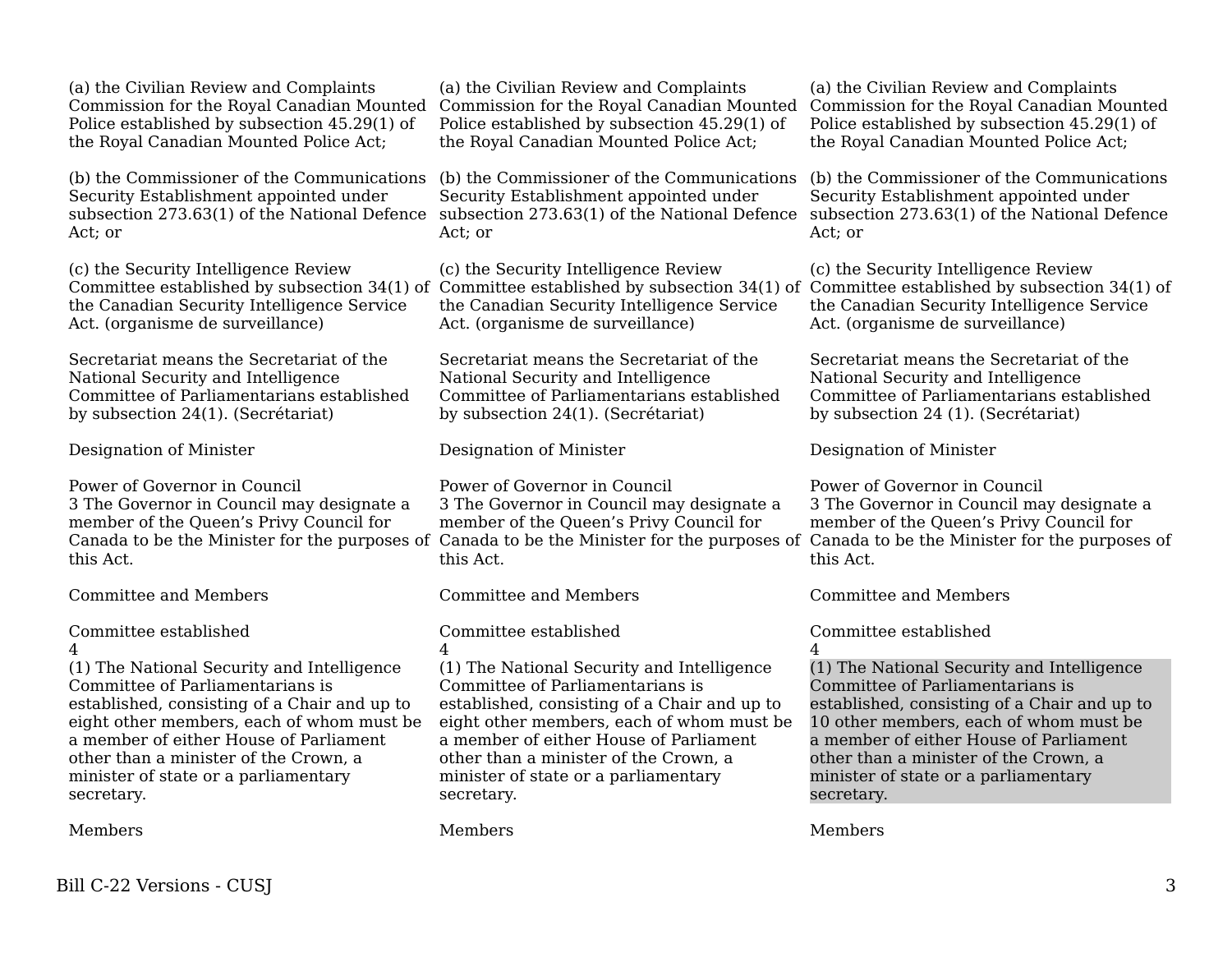| | | |
|---|---|---|
| (a) the Civilian Review and Complaints Commission for the Royal Canadian Mounted Police established by subsection 45.29(1) of the Royal Canadian Mounted Police Act; | (a) the Civilian Review and Complaints Commission for the Royal Canadian Mounted Police established by subsection 45.29(1) of the Royal Canadian Mounted Police Act; | (a) the Civilian Review and Complaints Commission for the Royal Canadian Mounted Police established by subsection 45.29(1) of the Royal Canadian Mounted Police Act; |
| (b) the Commissioner of the Communications Security Establishment appointed under subsection 273.63(1) of the National Defence Act; or | (b) the Commissioner of the Communications Security Establishment appointed under subsection 273.63(1) of the National Defence Act; or | (b) the Commissioner of the Communications Security Establishment appointed under subsection 273.63(1) of the National Defence Act; or |
| (c) the Security Intelligence Review Committee established by subsection 34(1) of the Canadian Security Intelligence Service Act. (organisme de surveillance) | (c) the Security Intelligence Review Committee established by subsection 34(1) of the Canadian Security Intelligence Service Act. (organisme de surveillance) | (c) the Security Intelligence Review Committee established by subsection 34(1) of the Canadian Security Intelligence Service Act. (organisme de surveillance) |
| Secretariat means the Secretariat of the National Security and Intelligence Committee of Parliamentarians established by subsection 24(1). (Secrétariat) | Secretariat means the Secretariat of the National Security and Intelligence Committee of Parliamentarians established by subsection 24(1). (Secrétariat) | Secretariat means the Secretariat of the National Security and Intelligence Committee of Parliamentarians established by subsection 24 (1). (Secrétariat) |
| Designation of Minister | Designation of Minister | Designation of Minister |
| Power of Governor in Council<br>3 The Governor in Council may designate a member of the Queen's Privy Council for Canada to be the Minister for the purposes of this Act. | Power of Governor in Council<br>3 The Governor in Council may designate a member of the Queen's Privy Council for Canada to be the Minister for the purposes of this Act. | Power of Governor in Council<br>3 The Governor in Council may designate a member of the Queen's Privy Council for Canada to be the Minister for the purposes of this Act. |
| Committee and Members | Committee and Members | Committee and Members |
| Committee established<br>4<br>(1) The National Security and Intelligence Committee of Parliamentarians is established, consisting of a Chair and up to eight other members, each of whom must be a member of either House of Parliament other than a minister of the Crown, a minister of state or a parliamentary secretary. | Committee established<br>4<br>(1) The National Security and Intelligence Committee of Parliamentarians is established, consisting of a Chair and up to eight other members, each of whom must be a member of either House of Parliament other than a minister of the Crown, a minister of state or a parliamentary secretary. | Committee established<br>4<br>(1) The National Security and Intelligence Committee of Parliamentarians is established, consisting of a Chair and up to 10 other members, each of whom must be a member of either House of Parliament other than a minister of the Crown, a minister of state or a parliamentary secretary. |
| Members | Members | Members |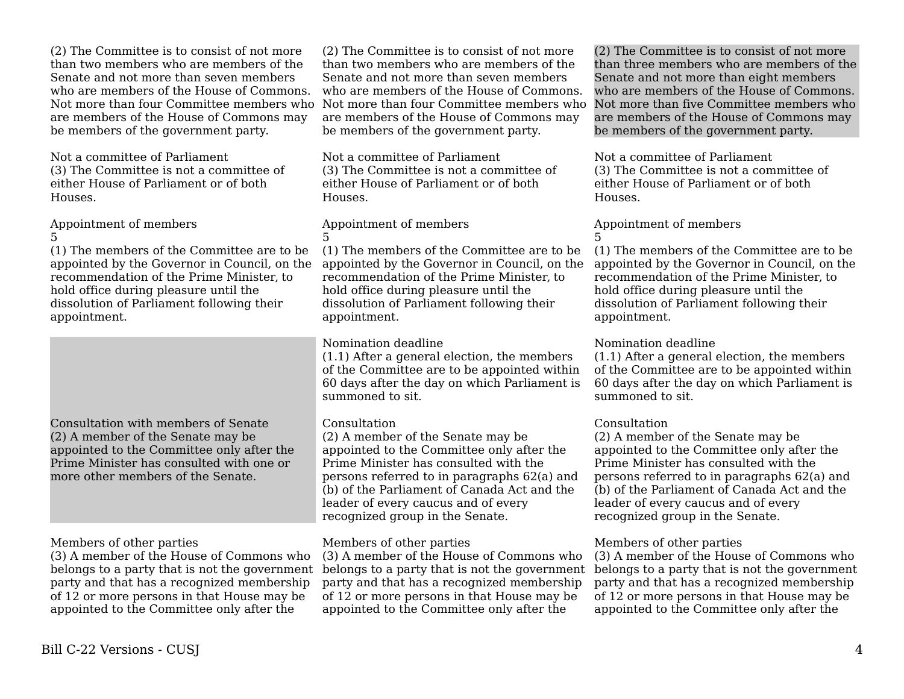| | | |
|---|---|---|
| (2) The Committee is to consist of not more than two members who are members of the Senate and not more than seven members who are members of the House of Commons. Not more than four Committee members who are members of the House of Commons may be members of the government party. | (2) The Committee is to consist of not more than two members who are members of the Senate and not more than seven members who are members of the House of Commons. Not more than four Committee members who are members of the House of Commons may be members of the government party. | (2) The Committee is to consist of not more than three members who are members of the Senate and not more than eight members who are members of the House of Commons. Not more than five Committee members who are members of the House of Commons may be members of the government party. |
| Not a committee of Parliament<br>(3) The Committee is not a committee of either House of Parliament or of both Houses. | Not a committee of Parliament<br>(3) The Committee is not a committee of either House of Parliament or of both Houses. | Not a committee of Parliament<br>(3) The Committee is not a committee of either House of Parliament or of both Houses. |
| Appointment of members<br>5<br>(1) The members of the Committee are to be appointed by the Governor in Council, on the recommendation of the Prime Minister, to hold office during pleasure until the dissolution of Parliament following their appointment. | Appointment of members<br>5<br>(1) The members of the Committee are to be appointed by the Governor in Council, on the recommendation of the Prime Minister, to hold office during pleasure until the dissolution of Parliament following their appointment. | Appointment of members<br>5<br>(1) The members of the Committee are to be appointed by the Governor in Council, on the recommendation of the Prime Minister, to hold office during pleasure until the dissolution of Parliament following their appointment. |
| | Nomination deadline<br>(1.1) After a general election, the members of the Committee are to be appointed within 60 days after the day on which Parliament is summoned to sit. | Nomination deadline<br>(1.1) After a general election, the members of the Committee are to be appointed within 60 days after the day on which Parliament is summoned to sit. |
| Consultation with members of Senate<br>(2) A member of the Senate may be appointed to the Committee only after the Prime Minister has consulted with one or more other members of the Senate. | Consultation<br>(2) A member of the Senate may be appointed to the Committee only after the Prime Minister has consulted with the persons referred to in paragraphs 62(a) and (b) of the Parliament of Canada Act and the leader of every caucus and of every recognized group in the Senate. | Consultation<br>(2) A member of the Senate may be appointed to the Committee only after the Prime Minister has consulted with the persons referred to in paragraphs 62(a) and (b) of the Parliament of Canada Act and the leader of every caucus and of every recognized group in the Senate. |
| Members of other parties<br>(3) A member of the House of Commons who belongs to a party that is not the government party and that has a recognized membership of 12 or more persons in that House may be appointed to the Committee only after the | Members of other parties<br>(3) A member of the House of Commons who belongs to a party that is not the government party and that has a recognized membership of 12 or more persons in that House may be appointed to the Committee only after the | Members of other parties<br>(3) A member of the House of Commons who belongs to a party that is not the government party and that has a recognized membership of 12 or more persons in that House may be appointed to the Committee only after the |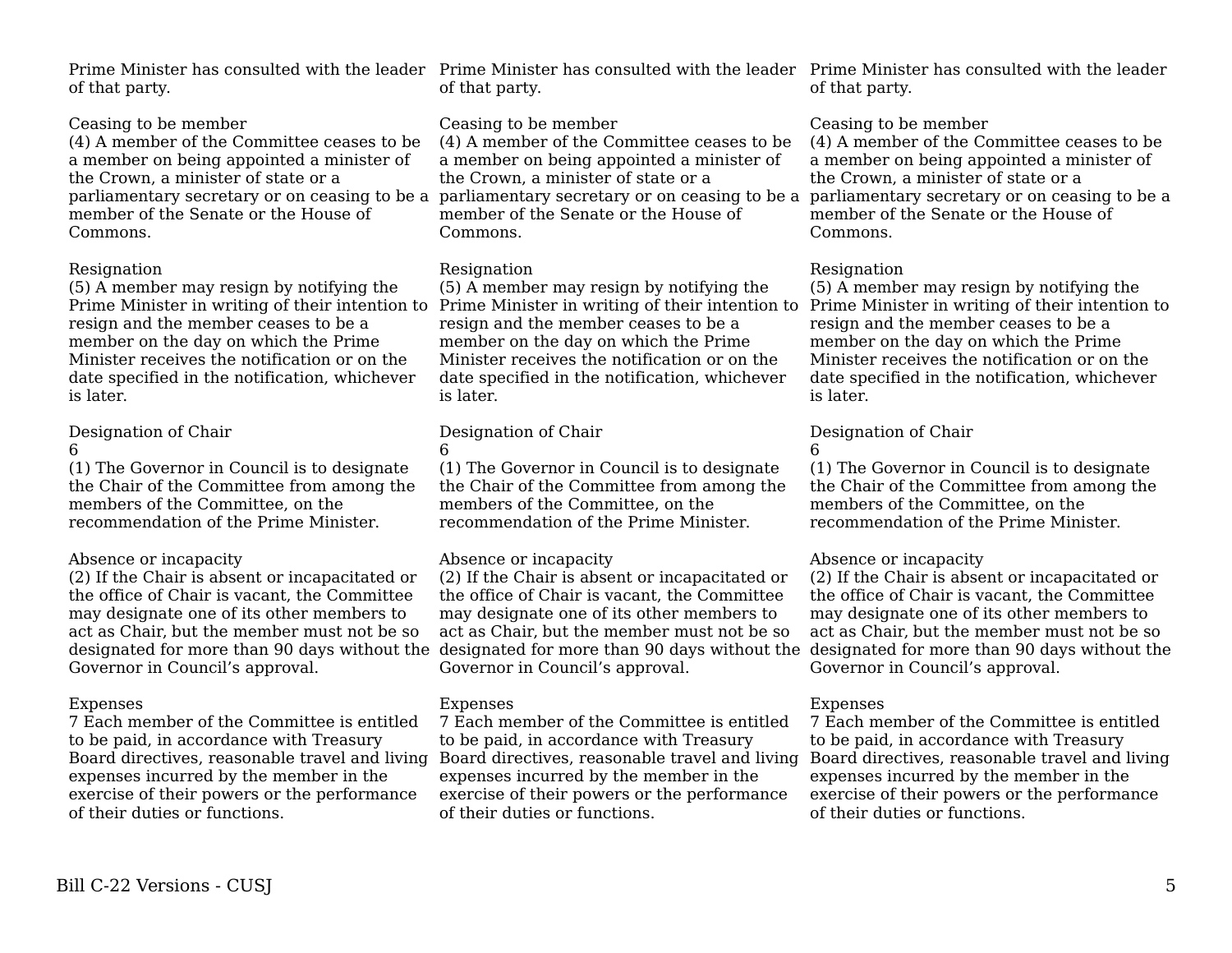Prime Minister has consulted with the leader of that party.

Ceasing to be member
(4) A member of the Committee ceases to be a member on being appointed a minister of the Crown, a minister of state or a parliamentary secretary or on ceasing to be a member of the Senate or the House of Commons.

Resignation
(5) A member may resign by notifying the Prime Minister in writing of their intention to resign and the member ceases to be a member on the day on which the Prime Minister receives the notification or on the date specified in the notification, whichever is later.

Designation of Chair
6
(1) The Governor in Council is to designate the Chair of the Committee from among the members of the Committee, on the recommendation of the Prime Minister.

Absence or incapacity
(2) If the Chair is absent or incapacitated or the office of Chair is vacant, the Committee may designate one of its other members to act as Chair, but the member must not be so designated for more than 90 days without the Governor in Council's approval.

Expenses
7 Each member of the Committee is entitled to be paid, in accordance with Treasury Board directives, reasonable travel and living expenses incurred by the member in the exercise of their powers or the performance of their duties or functions.

Prime Minister has consulted with the leader of that party.

Ceasing to be member
(4) A member of the Committee ceases to be a member on being appointed a minister of the Crown, a minister of state or a parliamentary secretary or on ceasing to be a member of the Senate or the House of Commons.

Resignation
(5) A member may resign by notifying the Prime Minister in writing of their intention to resign and the member ceases to be a member on the day on which the Prime Minister receives the notification or on the date specified in the notification, whichever is later.

Designation of Chair
6
(1) The Governor in Council is to designate the Chair of the Committee from among the members of the Committee, on the recommendation of the Prime Minister.

Absence or incapacity
(2) If the Chair is absent or incapacitated or the office of Chair is vacant, the Committee may designate one of its other members to act as Chair, but the member must not be so designated for more than 90 days without the Governor in Council's approval.

Expenses
7 Each member of the Committee is entitled to be paid, in accordance with Treasury Board directives, reasonable travel and living expenses incurred by the member in the exercise of their powers or the performance of their duties or functions.

Prime Minister has consulted with the leader of that party.

Ceasing to be member
(4) A member of the Committee ceases to be a member on being appointed a minister of the Crown, a minister of state or a parliamentary secretary or on ceasing to be a member of the Senate or the House of Commons.

Resignation
(5) A member may resign by notifying the Prime Minister in writing of their intention to resign and the member ceases to be a member on the day on which the Prime Minister receives the notification or on the date specified in the notification, whichever is later.

Designation of Chair
6
(1) The Governor in Council is to designate the Chair of the Committee from among the members of the Committee, on the recommendation of the Prime Minister.

Absence or incapacity
(2) If the Chair is absent or incapacitated or the office of Chair is vacant, the Committee may designate one of its other members to act as Chair, but the member must not be so designated for more than 90 days without the Governor in Council's approval.

Expenses
7 Each member of the Committee is entitled to be paid, in accordance with Treasury Board directives, reasonable travel and living expenses incurred by the member in the exercise of their powers or the performance of their duties or functions.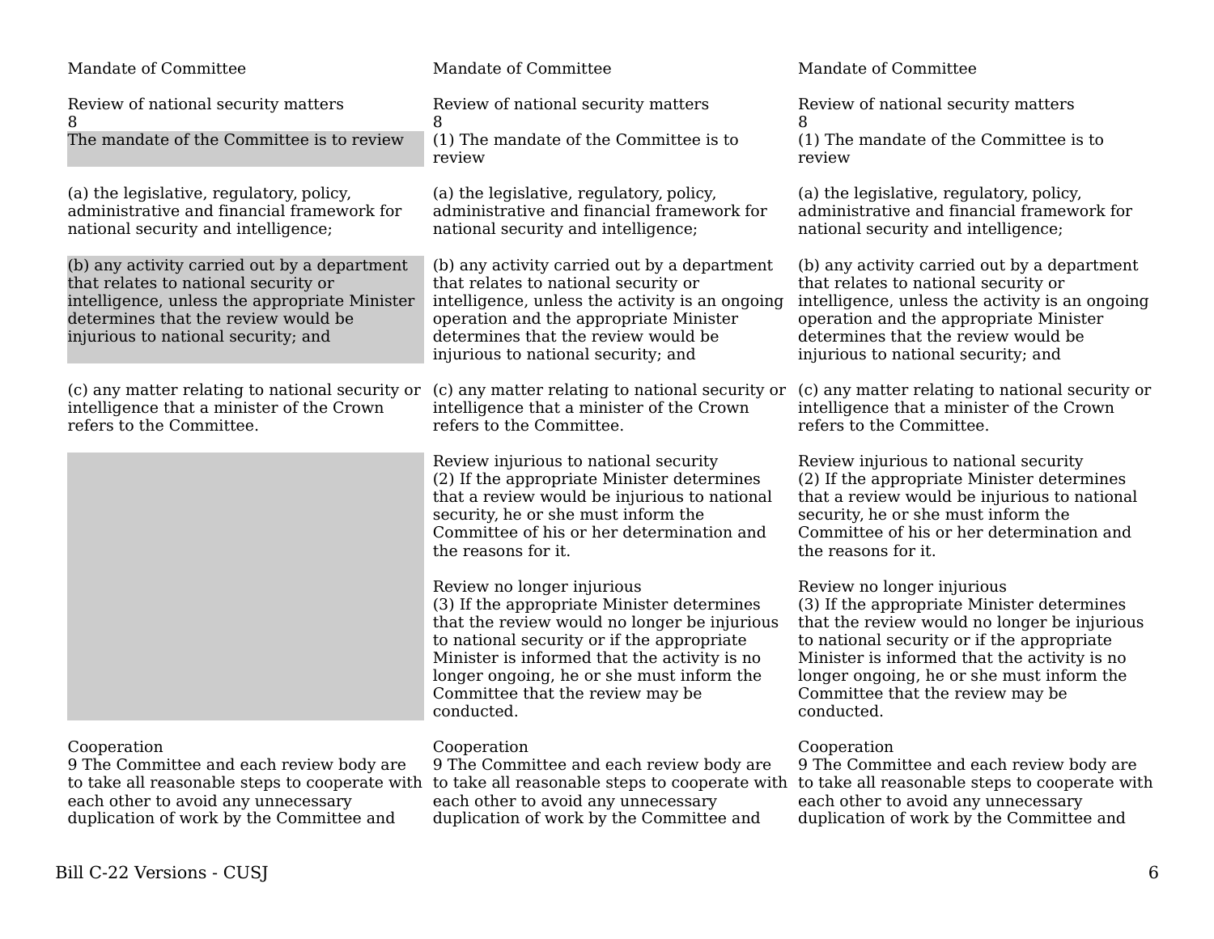| | | |
|---|---|---|
| Mandate of Committee | Mandate of Committee | Mandate of Committee |
| Review of national security matters<br>8<br>The mandate of the Committee is to review | Review of national security matters<br>8<br>(1) The mandate of the Committee is to review | Review of national security matters<br>8<br>(1) The mandate of the Committee is to review |
| (a) the legislative, regulatory, policy, administrative and financial framework for national security and intelligence; | (a) the legislative, regulatory, policy, administrative and financial framework for national security and intelligence; | (a) the legislative, regulatory, policy, administrative and financial framework for national security and intelligence; |
| (b) any activity carried out by a department that relates to national security or intelligence, unless the appropriate Minister determines that the review would be injurious to national security; and | (b) any activity carried out by a department that relates to national security or intelligence, unless the activity is an ongoing operation and the appropriate Minister determines that the review would be injurious to national security; and | (b) any activity carried out by a department that relates to national security or intelligence, unless the activity is an ongoing operation and the appropriate Minister determines that the review would be injurious to national security; and |
| (c) any matter relating to national security or intelligence that a minister of the Crown refers to the Committee. | (c) any matter relating to national security or intelligence that a minister of the Crown refers to the Committee. | (c) any matter relating to national security or intelligence that a minister of the Crown refers to the Committee. |
| | Review injurious to national security<br>(2) If the appropriate Minister determines that a review would be injurious to national security, he or she must inform the Committee of his or her determination and the reasons for it. | Review injurious to national security<br>(2) If the appropriate Minister determines that a review would be injurious to national security, he or she must inform the Committee of his or her determination and the reasons for it. |
| | Review no longer injurious<br>(3) If the appropriate Minister determines that the review would no longer be injurious to national security or if the appropriate Minister is informed that the activity is no longer ongoing, he or she must inform the Committee that the review may be conducted. | Review no longer injurious<br>(3) If the appropriate Minister determines that the review would no longer be injurious to national security or if the appropriate Minister is informed that the activity is no longer ongoing, he or she must inform the Committee that the review may be conducted. |
| Cooperation<br>9 The Committee and each review body are to take all reasonable steps to cooperate with each other to avoid any unnecessary duplication of work by the Committee and | Cooperation<br>9 The Committee and each review body are to take all reasonable steps to cooperate with each other to avoid any unnecessary duplication of work by the Committee and | Cooperation<br>9 The Committee and each review body are to take all reasonable steps to cooperate with each other to avoid any unnecessary duplication of work by the Committee and |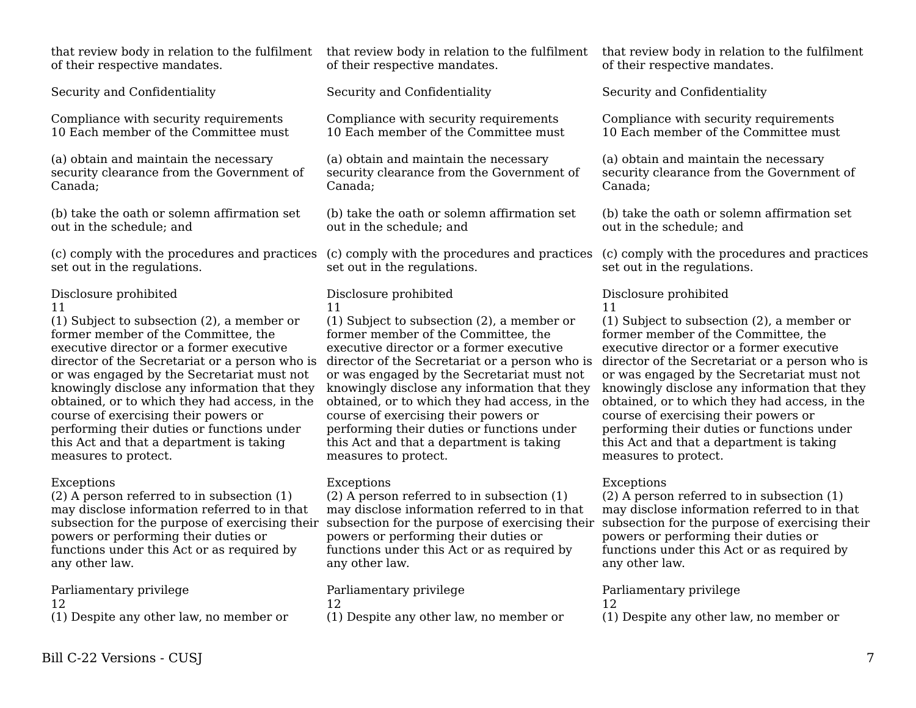that review body in relation to the fulfilment of their respective mandates.

Security and Confidentiality

Compliance with security requirements
10 Each member of the Committee must

(a) obtain and maintain the necessary security clearance from the Government of Canada;

(b) take the oath or solemn affirmation set out in the schedule; and

(c) comply with the procedures and practices set out in the regulations.

Disclosure prohibited
11
(1) Subject to subsection (2), a member or former member of the Committee, the executive director or a former executive director of the Secretariat or a person who is or was engaged by the Secretariat must not knowingly disclose any information that they obtained, or to which they had access, in the course of exercising their powers or performing their duties or functions under this Act and that a department is taking measures to protect.

Exceptions
(2) A person referred to in subsection (1) may disclose information referred to in that subsection for the purpose of exercising their powers or performing their duties or functions under this Act or as required by any other law.

Parliamentary privilege
12
(1) Despite any other law, no member or

that review body in relation to the fulfilment of their respective mandates.

Security and Confidentiality

Compliance with security requirements
10 Each member of the Committee must

(a) obtain and maintain the necessary security clearance from the Government of Canada;

(b) take the oath or solemn affirmation set out in the schedule; and

(c) comply with the procedures and practices set out in the regulations.

Disclosure prohibited
11
(1) Subject to subsection (2), a member or former member of the Committee, the executive director or a former executive director of the Secretariat or a person who is or was engaged by the Secretariat must not knowingly disclose any information that they obtained, or to which they had access, in the course of exercising their powers or performing their duties or functions under this Act and that a department is taking measures to protect.

Exceptions
(2) A person referred to in subsection (1) may disclose information referred to in that subsection for the purpose of exercising their powers or performing their duties or functions under this Act or as required by any other law.

Parliamentary privilege
12
(1) Despite any other law, no member or

that review body in relation to the fulfilment of their respective mandates.

Security and Confidentiality

Compliance with security requirements
10 Each member of the Committee must

(a) obtain and maintain the necessary security clearance from the Government of Canada;

(b) take the oath or solemn affirmation set out in the schedule; and

(c) comply with the procedures and practices set out in the regulations.

Disclosure prohibited
11
(1) Subject to subsection (2), a member or former member of the Committee, the executive director or a former executive director of the Secretariat or a person who is or was engaged by the Secretariat must not knowingly disclose any information that they obtained, or to which they had access, in the course of exercising their powers or performing their duties or functions under this Act and that a department is taking measures to protect.

Exceptions
(2) A person referred to in subsection (1) may disclose information referred to in that subsection for the purpose of exercising their powers or performing their duties or functions under this Act or as required by any other law.

Parliamentary privilege
12
(1) Despite any other law, no member or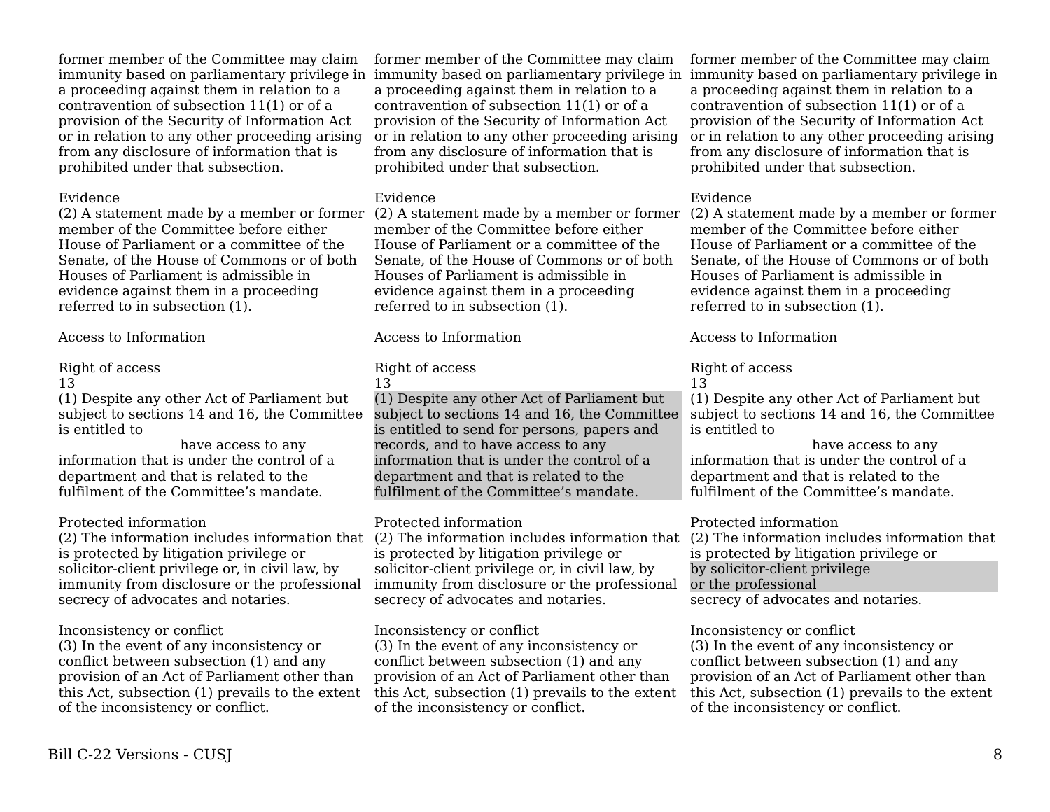| | | |
|---|---|---|
| former member of the Committee may claim immunity based on parliamentary privilege in a proceeding against them in relation to a contravention of subsection 11(1) or of a provision of the Security of Information Act or in relation to any other proceeding arising from any disclosure of information that is prohibited under that subsection. | former member of the Committee may claim immunity based on parliamentary privilege in a proceeding against them in relation to a contravention of subsection 11(1) or of a provision of the Security of Information Act or in relation to any other proceeding arising from any disclosure of information that is prohibited under that subsection. | former member of the Committee may claim immunity based on parliamentary privilege in a proceeding against them in relation to a contravention of subsection 11(1) or of a provision of the Security of Information Act or in relation to any other proceeding arising from any disclosure of information that is prohibited under that subsection. |
| Evidence<br>(2) A statement made by a member or former member of the Committee before either House of Parliament or a committee of the Senate, of the House of Commons or of both Houses of Parliament is admissible in evidence against them in a proceeding referred to in subsection (1). | Evidence<br>(2) A statement made by a member or former member of the Committee before either House of Parliament or a committee of the Senate, of the House of Commons or of both Houses of Parliament is admissible in evidence against them in a proceeding referred to in subsection (1). | Evidence<br>(2) A statement made by a member or former member of the Committee before either House of Parliament or a committee of the Senate, of the House of Commons or of both Houses of Parliament is admissible in evidence against them in a proceeding referred to in subsection (1). |
| Access to Information | Access to Information | Access to Information |
| Right of access<br>13<br>(1) Despite any other Act of Parliament but subject to sections 14 and 16, the Committee is entitled to have access to any information that is under the control of a department and that is related to the fulfilment of the Committee's mandate. | Right of access<br>13<br>(1) Despite any other Act of Parliament but subject to sections 14 and 16, the Committee is entitled to send for persons, papers and records, and to have access to any information that is under the control of a department and that is related to the fulfilment of the Committee's mandate. | Right of access<br>13<br>(1) Despite any other Act of Parliament but subject to sections 14 and 16, the Committee is entitled to have access to any information that is under the control of a department and that is related to the fulfilment of the Committee's mandate. |
| Protected information<br>(2) The information includes information that is protected by litigation privilege or solicitor-client privilege or, in civil law, by immunity from disclosure or the professional secrecy of advocates and notaries. | Protected information<br>(2) The information includes information that is protected by litigation privilege or solicitor-client privilege or, in civil law, by immunity from disclosure or the professional secrecy of advocates and notaries. | Protected information<br>(2) The information includes information that is protected by litigation privilege or by solicitor-client privilege or the professional secrecy of advocates and notaries. |
| Inconsistency or conflict<br>(3) In the event of any inconsistency or conflict between subsection (1) and any provision of an Act of Parliament other than this Act, subsection (1) prevails to the extent of the inconsistency or conflict. | Inconsistency or conflict<br>(3) In the event of any inconsistency or conflict between subsection (1) and any provision of an Act of Parliament other than this Act, subsection (1) prevails to the extent of the inconsistency or conflict. | Inconsistency or conflict<br>(3) In the event of any inconsistency or conflict between subsection (1) and any provision of an Act of Parliament other than this Act, subsection (1) prevails to the extent of the inconsistency or conflict. |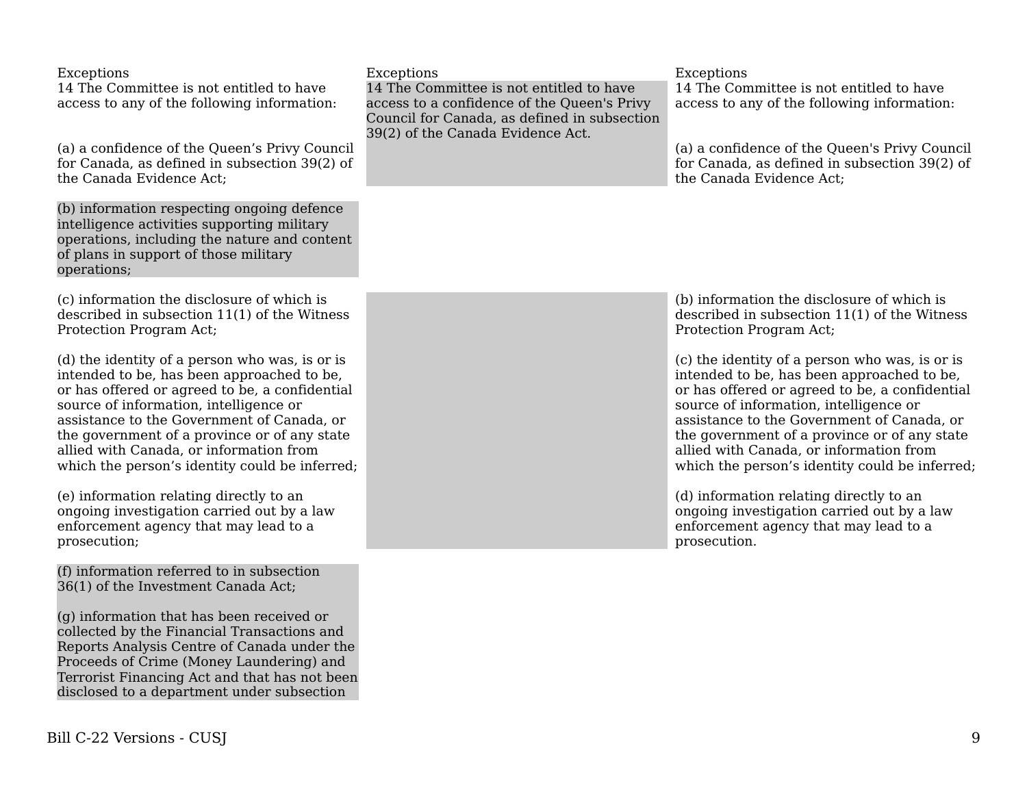| Exceptions | Exceptions | Exceptions |
|---|---|---|
| 14 The Committee is not entitled to have access to any of the following information: | 14 The Committee is not entitled to have access to a confidence of the Queen's Privy Council for Canada, as defined in subsection 39(2) of the Canada Evidence Act. | 14 The Committee is not entitled to have access to any of the following information: |
| (a) a confidence of the Queen’s Privy Council for Canada, as defined in subsection 39(2) of the Canada Evidence Act; | | (a) a confidence of the Queen's Privy Council for Canada, as defined in subsection 39(2) of the Canada Evidence Act; |
| (b) information respecting ongoing defence intelligence activities supporting military operations, including the nature and content of plans in support of those military operations; | | |
| (c) information the disclosure of which is described in subsection 11(1) of the Witness Protection Program Act; | | (b) information the disclosure of which is described in subsection 11(1) of the Witness Protection Program Act; |
| (d) the identity of a person who was, is or is intended to be, has been approached to be, or has offered or agreed to be, a confidential source of information, intelligence or assistance to the Government of Canada, or the government of a province or of any state allied with Canada, or information from which the person’s identity could be inferred; | | (c) the identity of a person who was, is or is intended to be, has been approached to be, or has offered or agreed to be, a confidential source of information, intelligence or assistance to the Government of Canada, or the government of a province or of any state allied with Canada, or information from which the person’s identity could be inferred; |
| (e) information relating directly to an ongoing investigation carried out by a law enforcement agency that may lead to a prosecution; | | (d) information relating directly to an ongoing investigation carried out by a law enforcement agency that may lead to a prosecution. |
| (f) information referred to in subsection 36(1) of the Investment Canada Act; | | |
| (g) information that has been received or collected by the Financial Transactions and Reports Analysis Centre of Canada under the Proceeds of Crime (Money Laundering) and Terrorist Financing Act and that has not been disclosed to a department under subsection | | |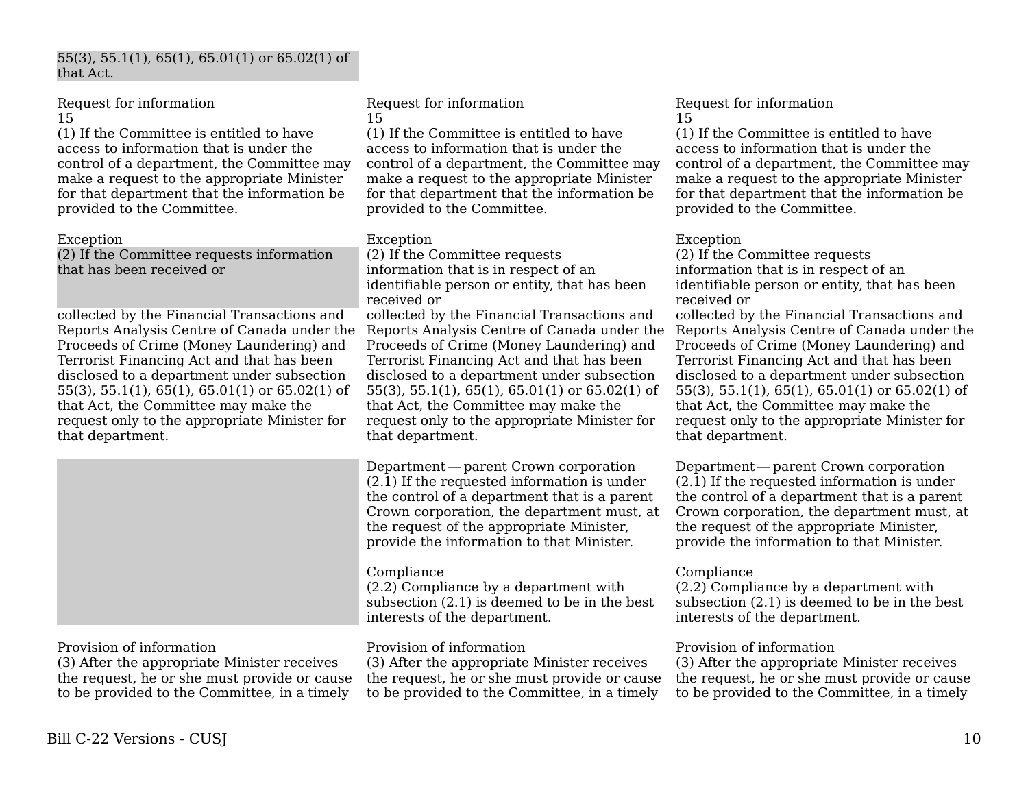| | | |
|---|---|---|
| 55(3), 55.1(1), 65(1), 65.01(1) or 65.02(1) of that Act. | | |
| Request for information<br>15<br>(1) If the Committee is entitled to have access to information that is under the control of a department, the Committee may make a request to the appropriate Minister for that department that the information be provided to the Committee. | Request for information<br>15<br>(1) If the Committee is entitled to have access to information that is under the control of a department, the Committee may make a request to the appropriate Minister for that department that the information be provided to the Committee. | Request for information<br>15<br>(1) If the Committee is entitled to have access to information that is under the control of a department, the Committee may make a request to the appropriate Minister for that department that the information be provided to the Committee. |
| Exception<br>(2) If the Committee requests information that has been received or collected by the Financial Transactions and Reports Analysis Centre of Canada under the Proceeds of Crime (Money Laundering) and Terrorist Financing Act and that has been disclosed to a department under subsection 55(3), 55.1(1), 65(1), 65.01(1) or 65.02(1) of that Act, the Committee may make the request only to the appropriate Minister for that department. | Exception<br>(2) If the Committee requests information that is in respect of an identifiable person or entity, that has been received or collected by the Financial Transactions and Reports Analysis Centre of Canada under the Proceeds of Crime (Money Laundering) and Terrorist Financing Act and that has been disclosed to a department under subsection 55(3), 55.1(1), 65(1), 65.01(1) or 65.02(1) of that Act, the Committee may make the request only to the appropriate Minister for that department. | Exception<br>(2) If the Committee requests information that is in respect of an identifiable person or entity, that has been received or collected by the Financial Transactions and Reports Analysis Centre of Canada under the Proceeds of Crime (Money Laundering) and Terrorist Financing Act and that has been disclosed to a department under subsection 55(3), 55.1(1), 65(1), 65.01(1) or 65.02(1) of that Act, the Committee may make the request only to the appropriate Minister for that department. |
| | Department — parent Crown corporation<br>(2.1) If the requested information is under the control of a department that is a parent Crown corporation, the department must, at the request of the appropriate Minister, provide the information to that Minister. | Department — parent Crown corporation<br>(2.1) If the requested information is under the control of a department that is a parent Crown corporation, the department must, at the request of the appropriate Minister, provide the information to that Minister. |
| | Compliance<br>(2.2) Compliance by a department with subsection (2.1) is deemed to be in the best interests of the department. | Compliance<br>(2.2) Compliance by a department with subsection (2.1) is deemed to be in the best interests of the department. |
| Provision of information<br>(3) After the appropriate Minister receives the request, he or she must provide or cause to be provided to the Committee, in a timely | Provision of information<br>(3) After the appropriate Minister receives the request, he or she must provide or cause to be provided to the Committee, in a timely | Provision of information<br>(3) After the appropriate Minister receives the request, he or she must provide or cause to be provided to the Committee, in a timely |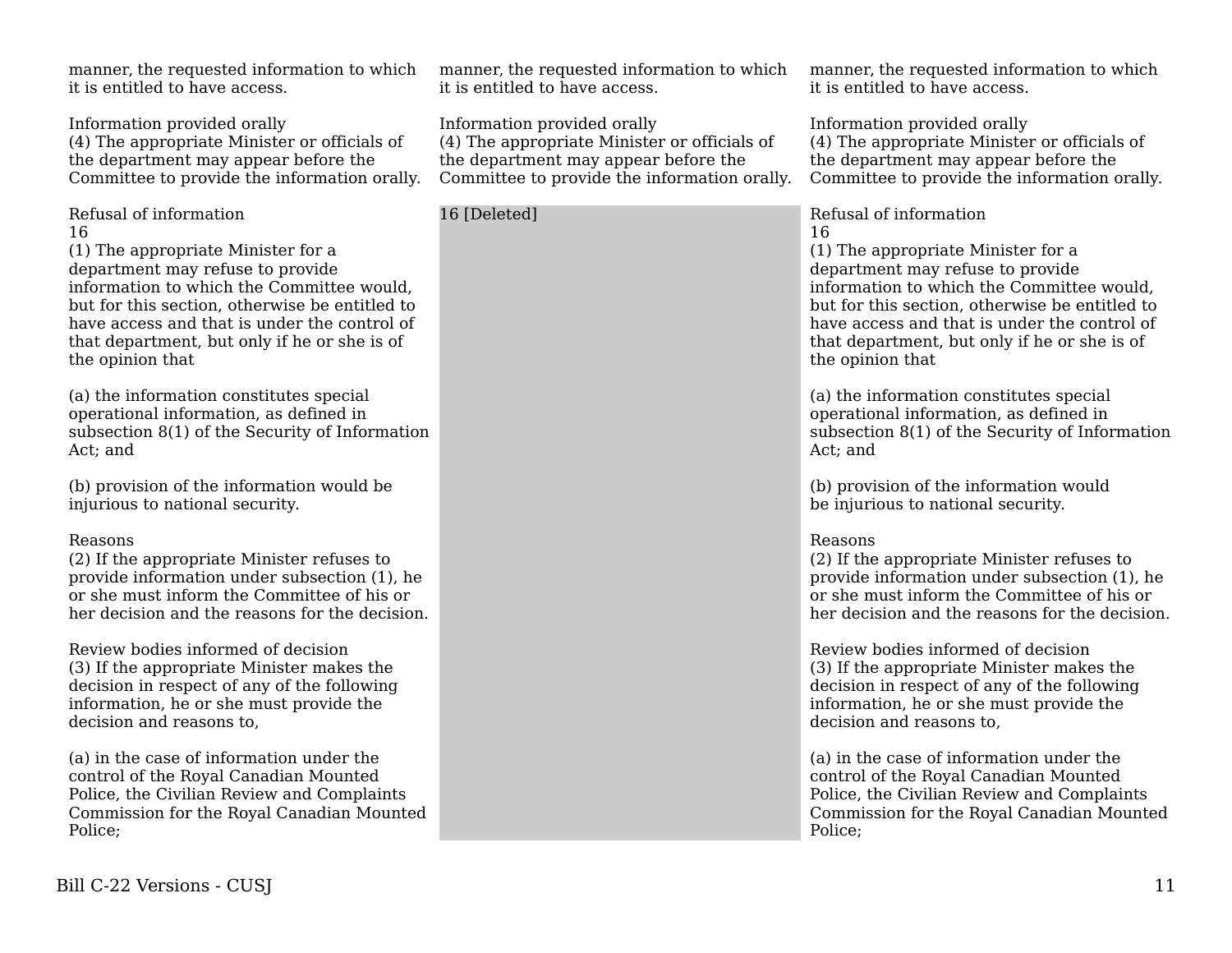| | | |
|---|---|---|
| manner, the requested information to which it is entitled to have access. | manner, the requested information to which it is entitled to have access. | manner, the requested information to which it is entitled to have access. |
| Information provided orally<br>(4) The appropriate Minister or officials of the department may appear before the Committee to provide the information orally. | Information provided orally<br>(4) The appropriate Minister or officials of the department may appear before the Committee to provide the information orally. | Information provided orally<br>(4) The appropriate Minister or officials of the department may appear before the Committee to provide the information orally. |
| Refusal of information<br>16<br>(1) The appropriate Minister for a department may refuse to provide information to which the Committee would, but for this section, otherwise be entitled to have access and that is under the control of that department, but only if he or she is of the opinion that<br><br>(a) the information constitutes special operational information, as defined in subsection 8(1) of the Security of Information Act; and<br><br>(b) provision of the information would be injurious to national security.<br><br>Reasons<br>(2) If the appropriate Minister refuses to provide information under subsection (1), he or she must inform the Committee of his or her decision and the reasons for the decision.<br><br>Review bodies informed of decision<br>(3) If the appropriate Minister makes the decision in respect of any of the following information, he or she must provide the decision and reasons to,<br><br>(a) in the case of information under the control of the Royal Canadian Mounted Police, the Civilian Review and Complaints Commission for the Royal Canadian Mounted Police; | 16 [Deleted] | Refusal of information<br>16<br>(1) The appropriate Minister for a department may refuse to provide information to which the Committee would, but for this section, otherwise be entitled to have access and that is under the control of that department, but only if he or she is of the opinion that<br><br>(a) the information constitutes special operational information, as defined in subsection 8(1) of the Security of Information Act; and<br><br>(b) provision of the information would be injurious to national security.<br><br>Reasons<br>(2) If the appropriate Minister refuses to provide information under subsection (1), he or she must inform the Committee of his or her decision and the reasons for the decision.<br><br>Review bodies informed of decision<br>(3) If the appropriate Minister makes the decision in respect of any of the following information, he or she must provide the decision and reasons to,<br><br>(a) in the case of information under the control of the Royal Canadian Mounted Police, the Civilian Review and Complaints Commission for the Royal Canadian Mounted Police; |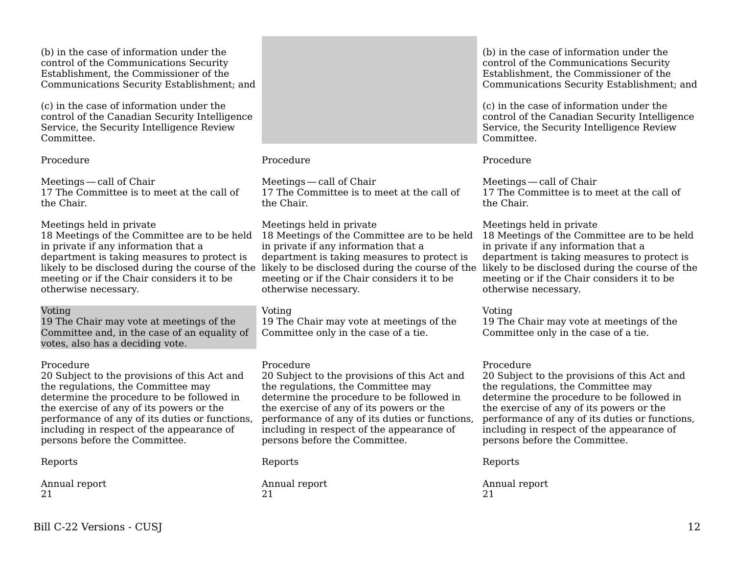| | | |
|---|---|---|
| (b) in the case of information under the control of the Communications Security Establishment, the Commissioner of the Communications Security Establishment; and | | (b) in the case of information under the control of the Communications Security Establishment, the Commissioner of the Communications Security Establishment; and |
| (c) in the case of information under the control of the Canadian Security Intelligence Service, the Security Intelligence Review Committee. | | (c) in the case of information under the control of the Canadian Security Intelligence Service, the Security Intelligence Review Committee. |
| Procedure | Procedure | Procedure |
| Meetings — call of Chair<br>17 The Committee is to meet at the call of the Chair. | Meetings — call of Chair<br>17 The Committee is to meet at the call of the Chair. | Meetings — call of Chair<br>17 The Committee is to meet at the call of the Chair. |
| Meetings held in private<br>18 Meetings of the Committee are to be held in private if any information that a department is taking measures to protect is likely to be disclosed during the course of the meeting or if the Chair considers it to be otherwise necessary. | Meetings held in private<br>18 Meetings of the Committee are to be held in private if any information that a department is taking measures to protect is likely to be disclosed during the course of the meeting or if the Chair considers it to be otherwise necessary. | Meetings held in private<br>18 Meetings of the Committee are to be held in private if any information that a department is taking measures to protect is likely to be disclosed during the course of the meeting or if the Chair considers it to be otherwise necessary. |
| Voting<br>19 The Chair may vote at meetings of the Committee and, in the case of an equality of votes, also has a deciding vote. | Voting<br>19 The Chair may vote at meetings of the Committee only in the case of a tie. | Voting<br>19 The Chair may vote at meetings of the Committee only in the case of a tie. |
| Procedure<br>20 Subject to the provisions of this Act and the regulations, the Committee may determine the procedure to be followed in the exercise of any of its powers or the performance of any of its duties or functions, including in respect of the appearance of persons before the Committee. | Procedure<br>20 Subject to the provisions of this Act and the regulations, the Committee may determine the procedure to be followed in the exercise of any of its powers or the performance of any of its duties or functions, including in respect of the appearance of persons before the Committee. | Procedure<br>20 Subject to the provisions of this Act and the regulations, the Committee may determine the procedure to be followed in the exercise of any of its powers or the performance of any of its duties or functions, including in respect of the appearance of persons before the Committee. |
| Reports | Reports | Reports |
| Annual report<br>21 | Annual report<br>21 | Annual report<br>21 |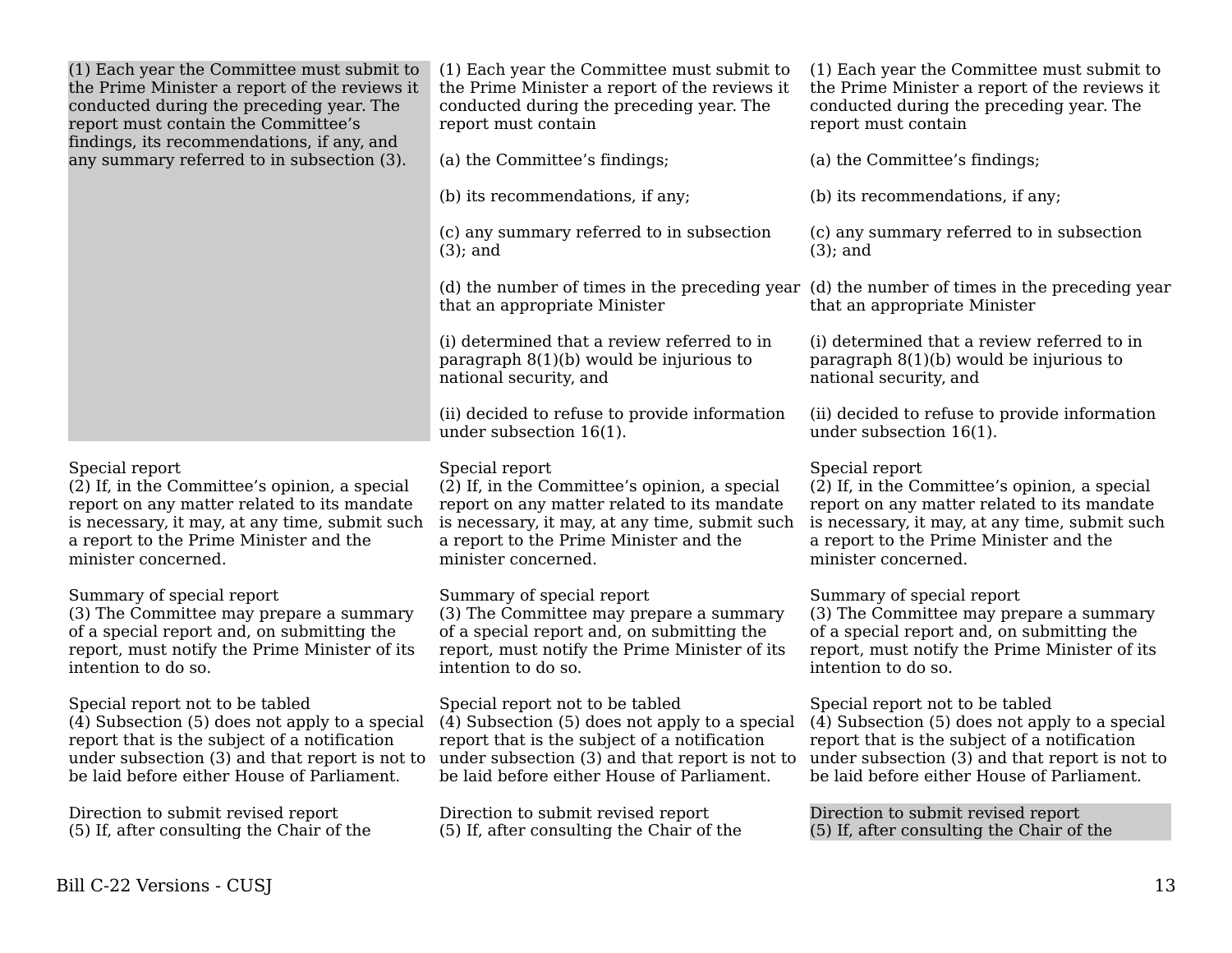| | | |
|---|---|---|
| (1) Each year the Committee must submit to the Prime Minister a report of the reviews it conducted during the preceding year. The report must contain the Committee's findings, its recommendations, if any, and any summary referred to in subsection (3). | (1) Each year the Committee must submit to the Prime Minister a report of the reviews it conducted during the preceding year. The report must contain<br><br>(a) the Committee's findings;<br><br>(b) its recommendations, if any;<br><br>(c) any summary referred to in subsection (3); and<br><br>(d) the number of times in the preceding year that an appropriate Minister<br><br>(i) determined that a review referred to in paragraph 8(1)(b) would be injurious to national security, and<br><br>(ii) decided to refuse to provide information under subsection 16(1). | (1) Each year the Committee must submit to the Prime Minister a report of the reviews it conducted during the preceding year. The report must contain<br><br>(a) the Committee's findings;<br><br>(b) its recommendations, if any;<br><br>(c) any summary referred to in subsection (3); and<br><br>(d) the number of times in the preceding year that an appropriate Minister<br><br>(i) determined that a review referred to in paragraph 8(1)(b) would be injurious to national security, and<br><br>(ii) decided to refuse to provide information under subsection 16(1). |
| Special report<br>(2) If, in the Committee's opinion, a special report on any matter related to its mandate is necessary, it may, at any time, submit such a report to the Prime Minister and the minister concerned. | Special report<br>(2) If, in the Committee's opinion, a special report on any matter related to its mandate is necessary, it may, at any time, submit such a report to the Prime Minister and the minister concerned. | Special report<br>(2) If, in the Committee's opinion, a special report on any matter related to its mandate is necessary, it may, at any time, submit such a report to the Prime Minister and the minister concerned. |
| Summary of special report<br>(3) The Committee may prepare a summary of a special report and, on submitting the report, must notify the Prime Minister of its intention to do so. | Summary of special report<br>(3) The Committee may prepare a summary of a special report and, on submitting the report, must notify the Prime Minister of its intention to do so. | Summary of special report<br>(3) The Committee may prepare a summary of a special report and, on submitting the report, must notify the Prime Minister of its intention to do so. |
| Special report not to be tabled<br>(4) Subsection (5) does not apply to a special report that is the subject of a notification under subsection (3) and that report is not to be laid before either House of Parliament. | Special report not to be tabled<br>(4) Subsection (5) does not apply to a special report that is the subject of a notification under subsection (3) and that report is not to be laid before either House of Parliament. | Special report not to be tabled<br>(4) Subsection (5) does not apply to a special report that is the subject of a notification under subsection (3) and that report is not to be laid before either House of Parliament. |
| Direction to submit revised report<br>(5) If, after consulting the Chair of the | Direction to submit revised report<br>(5) If, after consulting the Chair of the | Direction to submit revised report<br>(5) If, after consulting the Chair of the |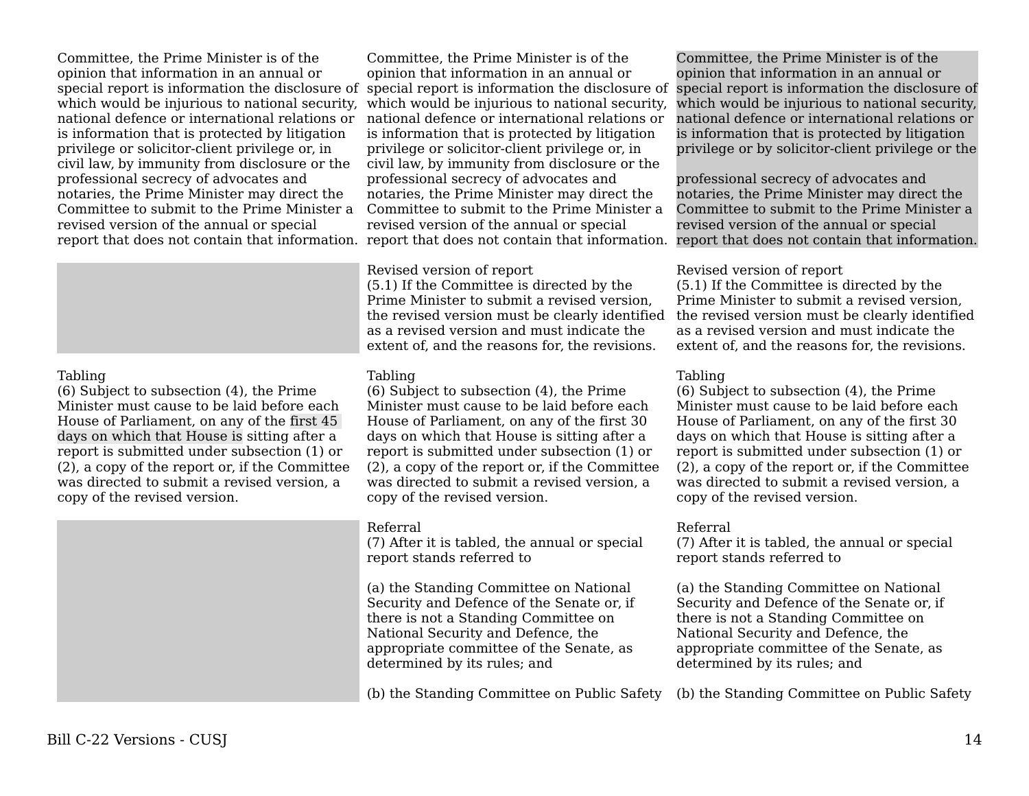| | | |
|---|---|---|
| Committee, the Prime Minister is of the opinion that information in an annual or special report is information the disclosure of which would be injurious to national security, national defence or international relations or is information that is protected by litigation privilege or solicitor-client privilege or, in civil law, by immunity from disclosure or the professional secrecy of advocates and notaries, the Prime Minister may direct the Committee to submit to the Prime Minister a revised version of the annual or special report that does not contain that information. | Committee, the Prime Minister is of the opinion that information in an annual or special report is information the disclosure of which would be injurious to national security, national defence or international relations or is information that is protected by litigation privilege or solicitor-client privilege or, in civil law, by immunity from disclosure or the professional secrecy of advocates and notaries, the Prime Minister may direct the Committee to submit to the Prime Minister a revised version of the annual or special report that does not contain that information. | Committee, the Prime Minister is of the opinion that information in an annual or special report is information the disclosure of which would be injurious to national security, national defence or international relations or is information that is protected by litigation privilege or by solicitor-client privilege or the professional secrecy of advocates and notaries, the Prime Minister may direct the Committee to submit to the Prime Minister a revised version of the annual or special report that does not contain that information. |
| | Revised version of report<br>(5.1) If the Committee is directed by the Prime Minister to submit a revised version, the revised version must be clearly identified as a revised version and must indicate the extent of, and the reasons for, the revisions. | Revised version of report<br>(5.1) If the Committee is directed by the Prime Minister to submit a revised version, the revised version must be clearly identified as a revised version and must indicate the extent of, and the reasons for, the revisions. |
| Tabling<br>(6) Subject to subsection (4), the Prime Minister must cause to be laid before each House of Parliament, on any of the first 45 days on which that House is sitting after a report is submitted under subsection (1) or (2), a copy of the report or, if the Committee was directed to submit a revised version, a copy of the revised version. | Tabling<br>(6) Subject to subsection (4), the Prime Minister must cause to be laid before each House of Parliament, on any of the first 30 days on which that House is sitting after a report is submitted under subsection (1) or (2), a copy of the report or, if the Committee was directed to submit a revised version, a copy of the revised version. | Tabling<br>(6) Subject to subsection (4), the Prime Minister must cause to be laid before each House of Parliament, on any of the first 30 days on which that House is sitting after a report is submitted under subsection (1) or (2), a copy of the report or, if the Committee was directed to submit a revised version, a copy of the revised version. |
| | Referral<br>(7) After it is tabled, the annual or special report stands referred to<br><br>(a) the Standing Committee on National Security and Defence of the Senate or, if there is not a Standing Committee on National Security and Defence, the appropriate committee of the Senate, as determined by its rules; and<br><br>(b) the Standing Committee on Public Safety | Referral<br>(7) After it is tabled, the annual or special report stands referred to<br><br>(a) the Standing Committee on National Security and Defence of the Senate or, if there is not a Standing Committee on National Security and Defence, the appropriate committee of the Senate, as determined by its rules; and<br><br>(b) the Standing Committee on Public Safety |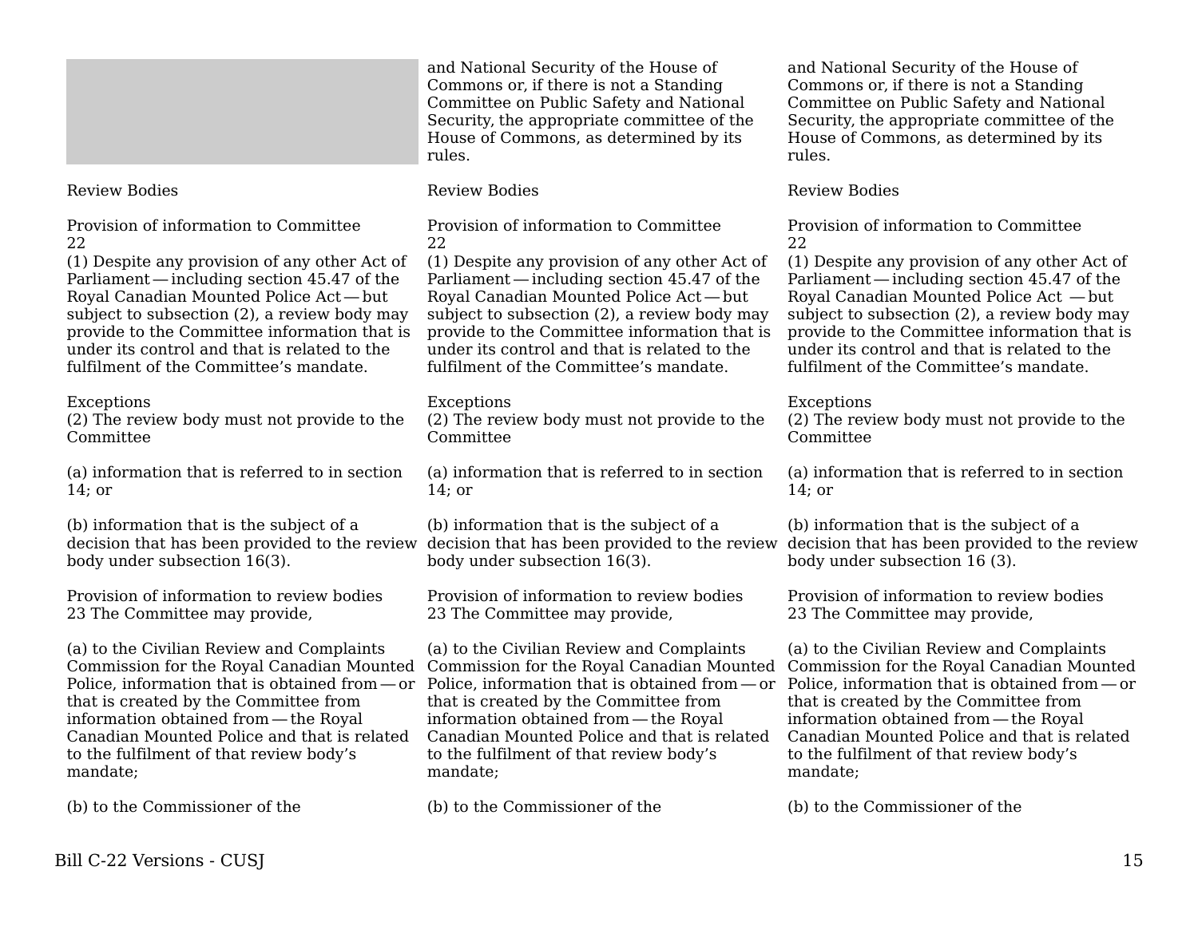| | | |
|---|---|---|
| | and National Security of the House of Commons or, if there is not a Standing Committee on Public Safety and National Security, the appropriate committee of the House of Commons, as determined by its rules. | and National Security of the House of Commons or, if there is not a Standing Committee on Public Safety and National Security, the appropriate committee of the House of Commons, as determined by its rules. |
| Review Bodies | Review Bodies | Review Bodies |
| Provision of information to Committee<br>22<br>(1) Despite any provision of any other Act of Parliament — including section 45.47 of the Royal Canadian Mounted Police Act — but subject to subsection (2), a review body may provide to the Committee information that is under its control and that is related to the fulfilment of the Committee's mandate. | Provision of information to Committee<br>22<br>(1) Despite any provision of any other Act of Parliament — including section 45.47 of the Royal Canadian Mounted Police Act — but subject to subsection (2), a review body may provide to the Committee information that is under its control and that is related to the fulfilment of the Committee's mandate. | Provision of information to Committee<br>22<br>(1) Despite any provision of any other Act of Parliament — including section 45.47 of the Royal Canadian Mounted Police Act — but subject to subsection (2), a review body may provide to the Committee information that is under its control and that is related to the fulfilment of the Committee's mandate. |
| Exceptions<br>(2) The review body must not provide to the Committee | Exceptions<br>(2) The review body must not provide to the Committee | Exceptions<br>(2) The review body must not provide to the Committee |
| (a) information that is referred to in section 14; or | (a) information that is referred to in section 14; or | (a) information that is referred to in section 14; or |
| (b) information that is the subject of a decision that has been provided to the review body under subsection 16(3). | (b) information that is the subject of a decision that has been provided to the review body under subsection 16(3). | (b) information that is the subject of a decision that has been provided to the review body under subsection 16 (3). |
| Provision of information to review bodies<br>23 The Committee may provide, | Provision of information to review bodies<br>23 The Committee may provide, | Provision of information to review bodies<br>23 The Committee may provide, |
| (a) to the Civilian Review and Complaints Commission for the Royal Canadian Mounted Police, information that is obtained from — or that is created by the Committee from information obtained from — the Royal Canadian Mounted Police and that is related to the fulfilment of that review body's mandate; | (a) to the Civilian Review and Complaints Commission for the Royal Canadian Mounted Police, information that is obtained from — or that is created by the Committee from information obtained from — the Royal Canadian Mounted Police and that is related to the fulfilment of that review body's mandate; | (a) to the Civilian Review and Complaints Commission for the Royal Canadian Mounted Police, information that is obtained from — or that is created by the Committee from information obtained from — the Royal Canadian Mounted Police and that is related to the fulfilment of that review body's mandate; |
| (b) to the Commissioner of the | (b) to the Commissioner of the | (b) to the Commissioner of the |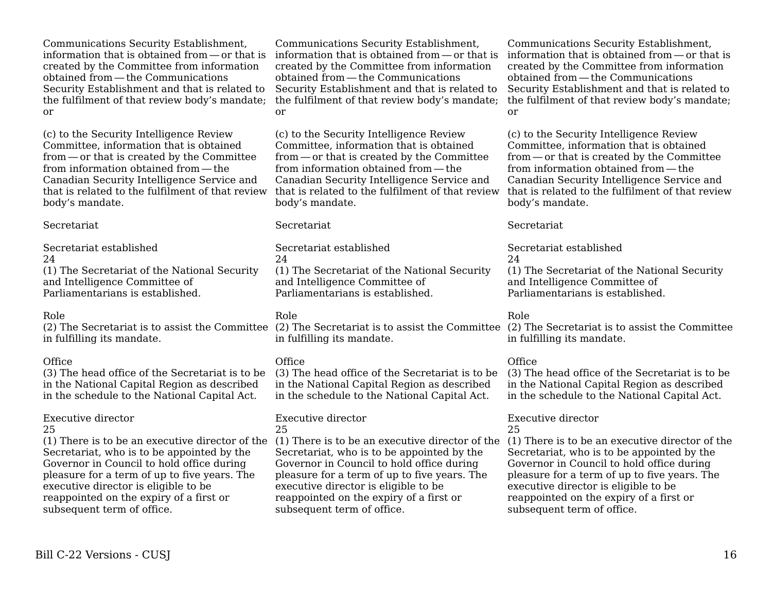Communications Security Establishment, information that is obtained from — or that is created by the Committee from information obtained from — the Communications Security Establishment and that is related to the fulfilment of that review body's mandate; or

(c) to the Security Intelligence Review Committee, information that is obtained from — or that is created by the Committee from information obtained from — the Canadian Security Intelligence Service and that is related to the fulfilment of that review body's mandate.

Secretariat

Secretariat established
24
(1) The Secretariat of the National Security and Intelligence Committee of Parliamentarians is established.

Role
(2) The Secretariat is to assist the Committee in fulfilling its mandate.

Office
(3) The head office of the Secretariat is to be in the National Capital Region as described in the schedule to the National Capital Act.

Executive director
25
(1) There is to be an executive director of the Secretariat, who is to be appointed by the Governor in Council to hold office during pleasure for a term of up to five years. The executive director is eligible to be reappointed on the expiry of a first or subsequent term of office.

Communications Security Establishment, information that is obtained from — or that is created by the Committee from information obtained from — the Communications Security Establishment and that is related to the fulfilment of that review body's mandate; or

(c) to the Security Intelligence Review Committee, information that is obtained from — or that is created by the Committee from information obtained from — the Canadian Security Intelligence Service and that is related to the fulfilment of that review body's mandate.

Secretariat

Secretariat established
24
(1) The Secretariat of the National Security and Intelligence Committee of Parliamentarians is established.

Role
(2) The Secretariat is to assist the Committee in fulfilling its mandate.

Office
(3) The head office of the Secretariat is to be in the National Capital Region as described in the schedule to the National Capital Act.

Executive director
25
(1) There is to be an executive director of the Secretariat, who is to be appointed by the Governor in Council to hold office during pleasure for a term of up to five years. The executive director is eligible to be reappointed on the expiry of a first or subsequent term of office.

Communications Security Establishment, information that is obtained from — or that is created by the Committee from information obtained from — the Communications Security Establishment and that is related to the fulfilment of that review body's mandate; or

(c) to the Security Intelligence Review Committee, information that is obtained from — or that is created by the Committee from information obtained from — the Canadian Security Intelligence Service and that is related to the fulfilment of that review body's mandate.

Secretariat

Secretariat established
24
(1) The Secretariat of the National Security and Intelligence Committee of Parliamentarians is established.

Role
(2) The Secretariat is to assist the Committee in fulfilling its mandate.

Office
(3) The head office of the Secretariat is to be in the National Capital Region as described in the schedule to the National Capital Act.

Executive director
25
(1) There is to be an executive director of the Secretariat, who is to be appointed by the Governor in Council to hold office during pleasure for a term of up to five years. The executive director is eligible to be reappointed on the expiry of a first or subsequent term of office.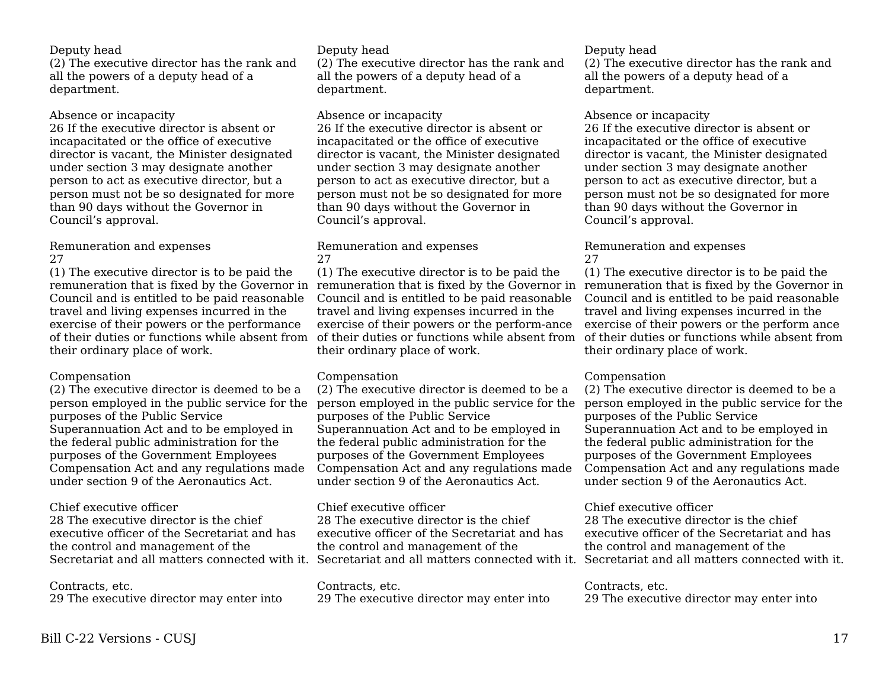Deputy head
(2) The executive director has the rank and all the powers of a deputy head of a department.

Absence or incapacity
26 If the executive director is absent or incapacitated or the office of executive director is vacant, the Minister designated under section 3 may designate another person to act as executive director, but a person must not be so designated for more than 90 days without the Governor in Council's approval.

Remuneration and expenses
27
(1) The executive director is to be paid the remuneration that is fixed by the Governor in Council and is entitled to be paid reasonable travel and living expenses incurred in the exercise of their powers or the performance of their duties or functions while absent from their ordinary place of work.

Compensation
(2) The executive director is deemed to be a person employed in the public service for the purposes of the Public Service Superannuation Act and to be employed in the federal public administration for the purposes of the Government Employees Compensation Act and any regulations made under section 9 of the Aeronautics Act.

Chief executive officer
28 The executive director is the chief executive officer of the Secretariat and has the control and management of the Secretariat and all matters connected with it.

Contracts, etc.
29 The executive director may enter into

Deputy head
(2) The executive director has the rank and all the powers of a deputy head of a department.

Absence or incapacity
26 If the executive director is absent or incapacitated or the office of executive director is vacant, the Minister designated under section 3 may designate another person to act as executive director, but a person must not be so designated for more than 90 days without the Governor in Council's approval.

Remuneration and expenses
27
(1) The executive director is to be paid the remuneration that is fixed by the Governor in Council and is entitled to be paid reasonable travel and living expenses incurred in the exercise of their powers or the perform-ance of their duties or functions while absent from their ordinary place of work.

Compensation
(2) The executive director is deemed to be a person employed in the public service for the purposes of the Public Service Superannuation Act and to be employed in the federal public administration for the purposes of the Government Employees Compensation Act and any regulations made under section 9 of the Aeronautics Act.

Chief executive officer
28 The executive director is the chief executive officer of the Secretariat and has the control and management of the Secretariat and all matters connected with it.

Contracts, etc.
29 The executive director may enter into

Deputy head
(2) The executive director has the rank and all the powers of a deputy head of a department.

Absence or incapacity
26 If the executive director is absent or incapacitated or the office of executive director is vacant, the Minister designated under section 3 may designate another person to act as executive director, but a person must not be so designated for more than 90 days without the Governor in Council's approval.

Remuneration and expenses
27
(1) The executive director is to be paid the remuneration that is fixed by the Governor in Council and is entitled to be paid reasonable travel and living expenses incurred in the exercise of their powers or the perform ance of their duties or functions while absent from their ordinary place of work.

Compensation
(2) The executive director is deemed to be a person employed in the public service for the purposes of the Public Service Superannuation Act and to be employed in the federal public administration for the purposes of the Government Employees Compensation Act and any regulations made under section 9 of the Aeronautics Act.

Chief executive officer
28 The executive director is the chief executive officer of the Secretariat and has the control and management of the Secretariat and all matters connected with it.

Contracts, etc.
29 The executive director may enter into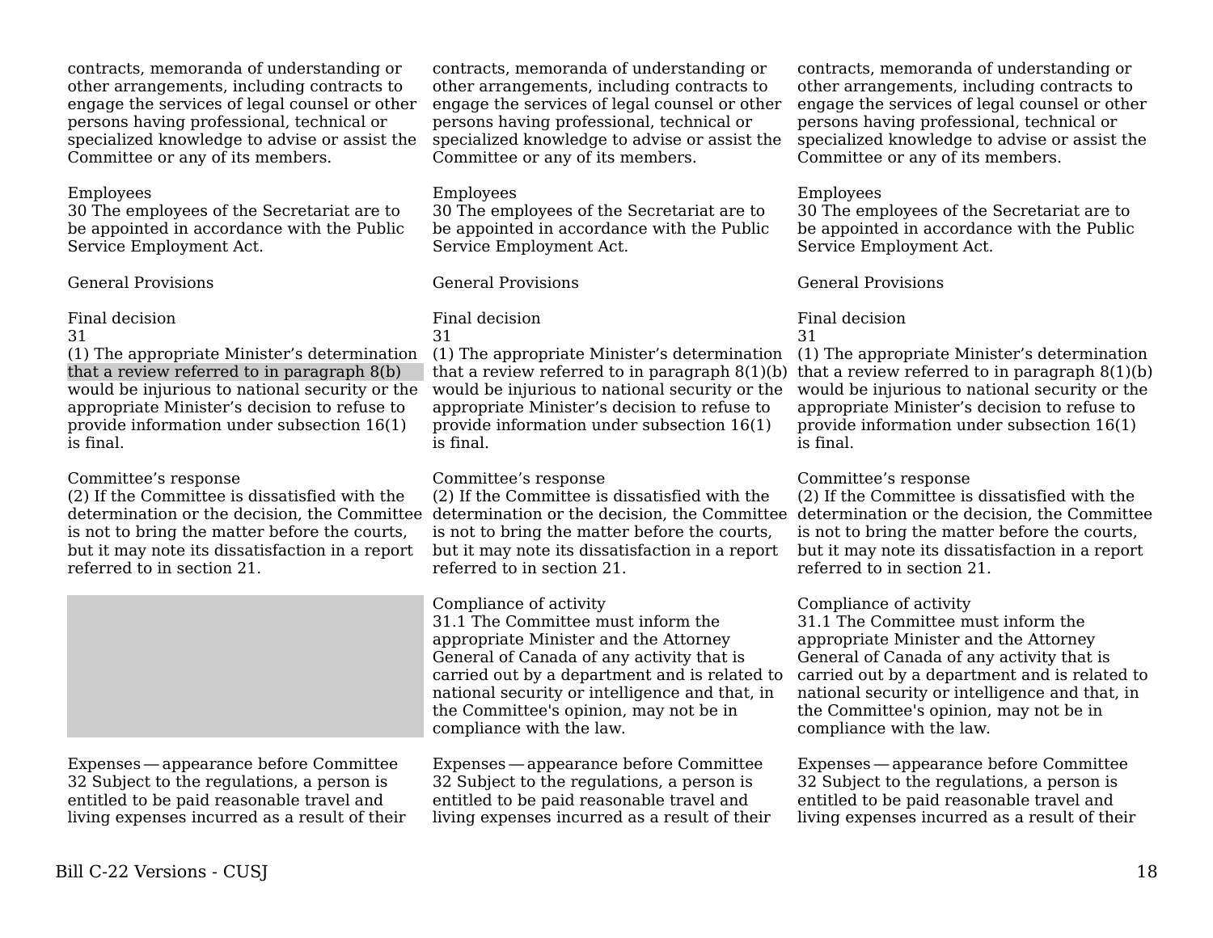| | | |
|---|---|---|
| contracts, memoranda of understanding or other arrangements, including contracts to engage the services of legal counsel or other persons having professional, technical or specialized knowledge to advise or assist the Committee or any of its members. | contracts, memoranda of understanding or other arrangements, including contracts to engage the services of legal counsel or other persons having professional, technical or specialized knowledge to advise or assist the Committee or any of its members. | contracts, memoranda of understanding or other arrangements, including contracts to engage the services of legal counsel or other persons having professional, technical or specialized knowledge to advise or assist the Committee or any of its members. |
| Employees<br>30 The employees of the Secretariat are to be appointed in accordance with the Public Service Employment Act. | Employees<br>30 The employees of the Secretariat are to be appointed in accordance with the Public Service Employment Act. | Employees<br>30 The employees of the Secretariat are to be appointed in accordance with the Public Service Employment Act. |
| General Provisions | General Provisions | General Provisions |
| Final decision<br>31<br>(1) The appropriate Minister's determination that a review referred to in paragraph 8(b) would be injurious to national security or the appropriate Minister's decision to refuse to provide information under subsection 16(1) is final. | Final decision<br>31<br>(1) The appropriate Minister's determination that a review referred to in paragraph 8(1)(b) would be injurious to national security or the appropriate Minister's decision to refuse to provide information under subsection 16(1) is final. | Final decision<br>31<br>(1) The appropriate Minister's determination that a review referred to in paragraph 8(1)(b) would be injurious to national security or the appropriate Minister's decision to refuse to provide information under subsection 16(1) is final. |
| Committee's response<br>(2) If the Committee is dissatisfied with the determination or the decision, the Committee is not to bring the matter before the courts, but it may note its dissatisfaction in a report referred to in section 21. | Committee's response<br>(2) If the Committee is dissatisfied with the determination or the decision, the Committee is not to bring the matter before the courts, but it may note its dissatisfaction in a report referred to in section 21. | Committee's response<br>(2) If the Committee is dissatisfied with the determination or the decision, the Committee is not to bring the matter before the courts, but it may note its dissatisfaction in a report referred to in section 21. |
| | Compliance of activity<br>31.1 The Committee must inform the appropriate Minister and the Attorney General of Canada of any activity that is carried out by a department and is related to national security or intelligence and that, in the Committee's opinion, may not be in compliance with the law. | Compliance of activity<br>31.1 The Committee must inform the appropriate Minister and the Attorney General of Canada of any activity that is carried out by a department and is related to national security or intelligence and that, in the Committee's opinion, may not be in compliance with the law. |
| Expenses — appearance before Committee<br>32 Subject to the regulations, a person is entitled to be paid reasonable travel and living expenses incurred as a result of their | Expenses — appearance before Committee<br>32 Subject to the regulations, a person is entitled to be paid reasonable travel and living expenses incurred as a result of their | Expenses — appearance before Committee<br>32 Subject to the regulations, a person is entitled to be paid reasonable travel and living expenses incurred as a result of their |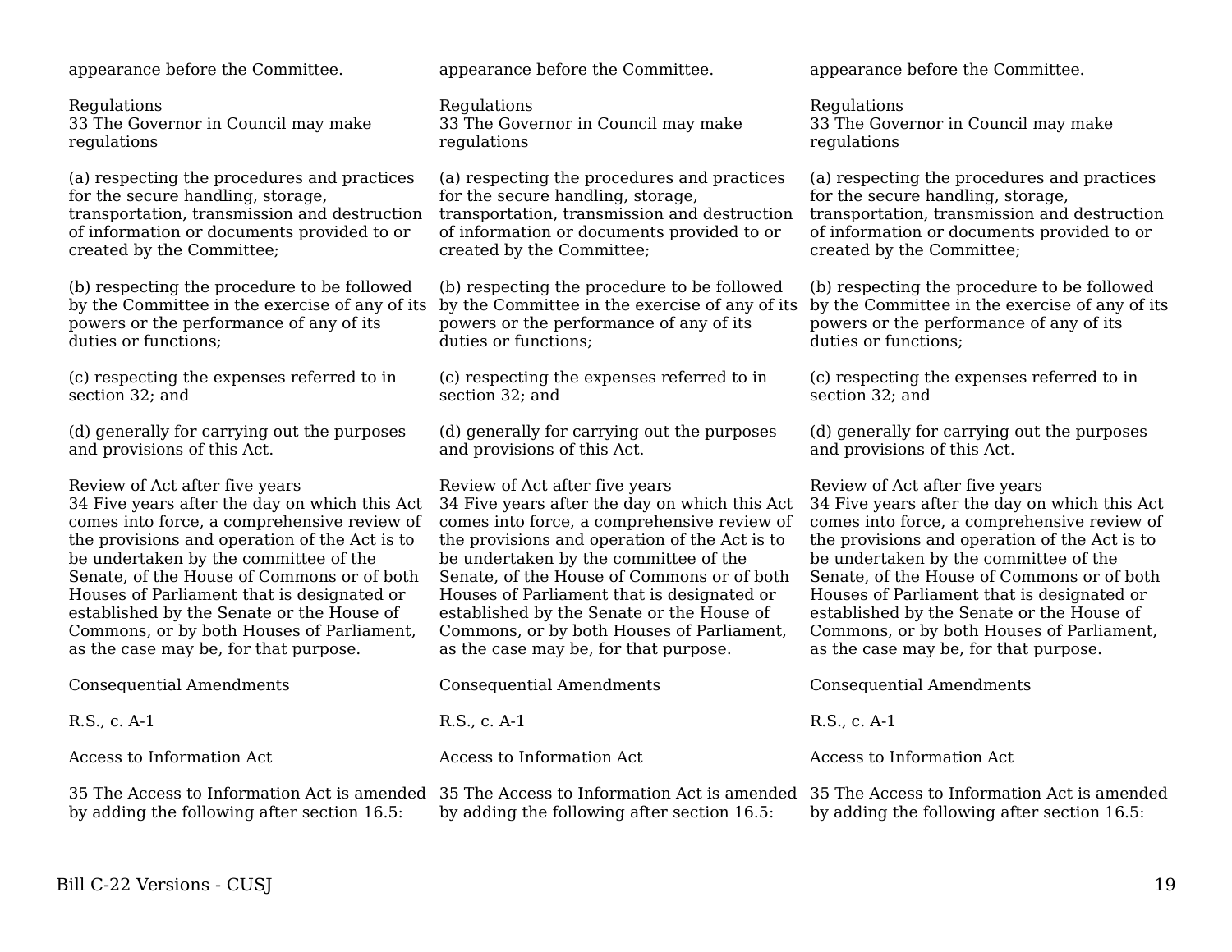appearance before the Committee.

Regulations
33 The Governor in Council may make regulations

(a) respecting the procedures and practices for the secure handling, storage, transportation, transmission and destruction of information or documents provided to or created by the Committee;

(b) respecting the procedure to be followed by the Committee in the exercise of any of its powers or the performance of any of its duties or functions;

(c) respecting the expenses referred to in section 32; and

(d) generally for carrying out the purposes and provisions of this Act.

Review of Act after five years
34 Five years after the day on which this Act comes into force, a comprehensive review of the provisions and operation of the Act is to be undertaken by the committee of the Senate, of the House of Commons or of both Houses of Parliament that is designated or established by the Senate or the House of Commons, or by both Houses of Parliament, as the case may be, for that purpose.

Consequential Amendments

R.S., c. A-1

Access to Information Act

35 The Access to Information Act is amended by adding the following after section 16.5:

appearance before the Committee.

Regulations
33 The Governor in Council may make regulations

(a) respecting the procedures and practices for the secure handling, storage, transportation, transmission and destruction of information or documents provided to or created by the Committee;

(b) respecting the procedure to be followed by the Committee in the exercise of any of its powers or the performance of any of its duties or functions;

(c) respecting the expenses referred to in section 32; and

(d) generally for carrying out the purposes and provisions of this Act.

Review of Act after five years
34 Five years after the day on which this Act comes into force, a comprehensive review of the provisions and operation of the Act is to be undertaken by the committee of the Senate, of the House of Commons or of both Houses of Parliament that is designated or established by the Senate or the House of Commons, or by both Houses of Parliament, as the case may be, for that purpose.

Consequential Amendments

R.S., c. A-1

Access to Information Act

35 The Access to Information Act is amended by adding the following after section 16.5:

appearance before the Committee.

Regulations
33 The Governor in Council may make regulations

(a) respecting the procedures and practices for the secure handling, storage, transportation, transmission and destruction of information or documents provided to or created by the Committee;

(b) respecting the procedure to be followed by the Committee in the exercise of any of its powers or the performance of any of its duties or functions;

(c) respecting the expenses referred to in section 32; and

(d) generally for carrying out the purposes and provisions of this Act.

Review of Act after five years
34 Five years after the day on which this Act comes into force, a comprehensive review of the provisions and operation of the Act is to be undertaken by the committee of the Senate, of the House of Commons or of both Houses of Parliament that is designated or established by the Senate or the House of Commons, or by both Houses of Parliament, as the case may be, for that purpose.

Consequential Amendments

R.S., c. A-1

Access to Information Act

35 The Access to Information Act is amended by adding the following after section 16.5: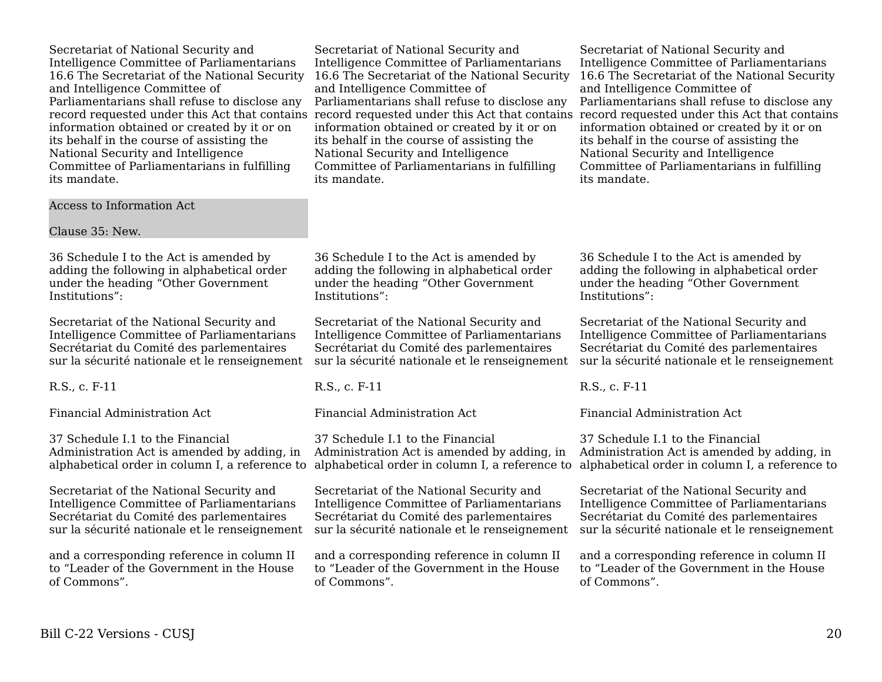| | | |
|---|---|---|
| Secretariat of National Security and Intelligence Committee of Parliamentarians<br>16.6 The Secretariat of the National Security and Intelligence Committee of Parliamentarians shall refuse to disclose any record requested under this Act that contains information obtained or created by it or on its behalf in the course of assisting the National Security and Intelligence Committee of Parliamentarians in fulfilling its mandate. | Secretariat of National Security and Intelligence Committee of Parliamentarians<br>16.6 The Secretariat of the National Security and Intelligence Committee of Parliamentarians shall refuse to disclose any record requested under this Act that contains information obtained or created by it or on its behalf in the course of assisting the National Security and Intelligence Committee of Parliamentarians in fulfilling its mandate. | Secretariat of National Security and Intelligence Committee of Parliamentarians<br>16.6 The Secretariat of the National Security and Intelligence Committee of Parliamentarians shall refuse to disclose any record requested under this Act that contains information obtained or created by it or on its behalf in the course of assisting the National Security and Intelligence Committee of Parliamentarians in fulfilling its mandate. |
| Access to Information Act<br><br>Clause 35: New. | | |
| 36 Schedule I to the Act is amended by adding the following in alphabetical order under the heading “Other Government Institutions”: | 36 Schedule I to the Act is amended by adding the following in alphabetical order under the heading “Other Government Institutions”: | 36 Schedule I to the Act is amended by adding the following in alphabetical order under the heading “Other Government Institutions”: |
| Secretariat of the National Security and Intelligence Committee of Parliamentarians<br>Secrétariat du Comité des parlementaires sur la sécurité nationale et le renseignement | Secretariat of the National Security and Intelligence Committee of Parliamentarians<br>Secrétariat du Comité des parlementaires sur la sécurité nationale et le renseignement | Secretariat of the National Security and Intelligence Committee of Parliamentarians<br>Secrétariat du Comité des parlementaires sur la sécurité nationale et le renseignement |
| R.S., c. F-11 | R.S., c. F-11 | R.S., c. F-11 |
| Financial Administration Act | Financial Administration Act | Financial Administration Act |
| 37 Schedule I.1 to the Financial Administration Act is amended by adding, in alphabetical order in column I, a reference to | 37 Schedule I.1 to the Financial Administration Act is amended by adding, in alphabetical order in column I, a reference to | 37 Schedule I.1 to the Financial Administration Act is amended by adding, in alphabetical order in column I, a reference to |
| Secretariat of the National Security and Intelligence Committee of Parliamentarians<br>Secrétariat du Comité des parlementaires sur la sécurité nationale et le renseignement | Secretariat of the National Security and Intelligence Committee of Parliamentarians<br>Secrétariat du Comité des parlementaires sur la sécurité nationale et le renseignement | Secretariat of the National Security and Intelligence Committee of Parliamentarians<br>Secrétariat du Comité des parlementaires sur la sécurité nationale et le renseignement |
| and a corresponding reference in column II to “Leader of the Government in the House of Commons”. | and a corresponding reference in column II to “Leader of the Government in the House of Commons”. | and a corresponding reference in column II to “Leader of the Government in the House of Commons”. |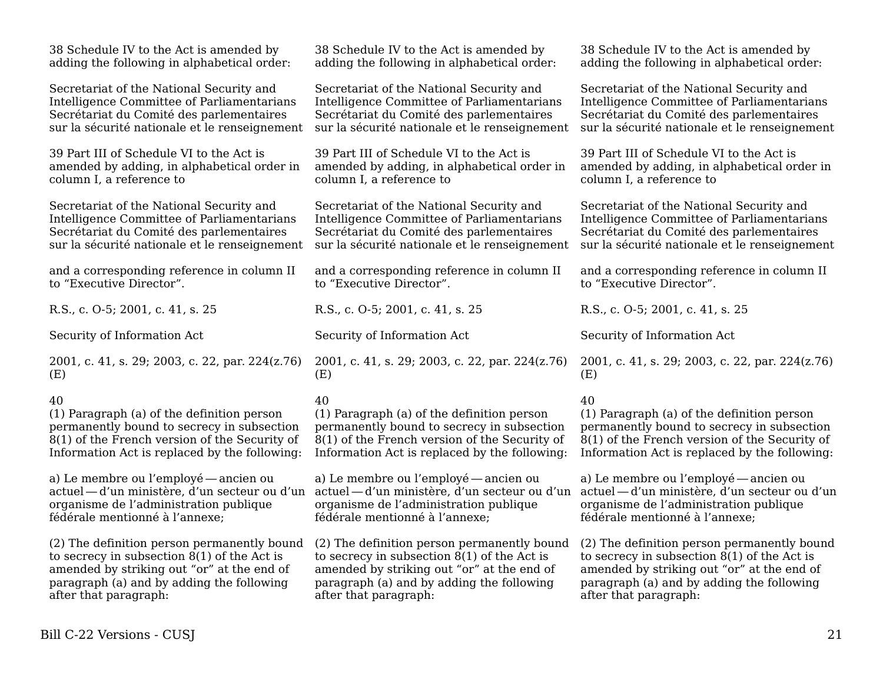38 Schedule IV to the Act is amended by adding the following in alphabetical order:

Secretariat of the National Security and Intelligence Committee of Parliamentarians
Secrétariat du Comité des parlementaires sur la sécurité nationale et le renseignement

39 Part III of Schedule VI to the Act is amended by adding, in alphabetical order in column I, a reference to

Secretariat of the National Security and Intelligence Committee of Parliamentarians
Secrétariat du Comité des parlementaires sur la sécurité nationale et le renseignement

and a corresponding reference in column II to “Executive Director”.

R.S., c. O-5; 2001, c. 41, s. 25

Security of Information Act

2001, c. 41, s. 29; 2003, c. 22, par. 224(z.76)(E)

40
(1) Paragraph (a) of the definition person permanently bound to secrecy in subsection 8(1) of the French version of the Security of Information Act is replaced by the following:

a) Le membre ou l’employé — ancien ou actuel — d’un ministère, d’un secteur ou d’un organisme de l’administration publique fédérale mentionné à l’annexe;

(2) The definition person permanently bound to secrecy in subsection 8(1) of the Act is amended by striking out “or” at the end of paragraph (a) and by adding the following after that paragraph:

38 Schedule IV to the Act is amended by adding the following in alphabetical order:

Secretariat of the National Security and Intelligence Committee of Parliamentarians
Secrétariat du Comité des parlementaires sur la sécurité nationale et le renseignement

39 Part III of Schedule VI to the Act is amended by adding, in alphabetical order in column I, a reference to

Secretariat of the National Security and Intelligence Committee of Parliamentarians
Secrétariat du Comité des parlementaires sur la sécurité nationale et le renseignement

and a corresponding reference in column II to “Executive Director”.

R.S., c. O-5; 2001, c. 41, s. 25

Security of Information Act

2001, c. 41, s. 29; 2003, c. 22, par. 224(z.76)(E)

40
(1) Paragraph (a) of the definition person permanently bound to secrecy in subsection 8(1) of the French version of the Security of Information Act is replaced by the following:

a) Le membre ou l’employé — ancien ou actuel — d’un ministère, d’un secteur ou d’un organisme de l’administration publique fédérale mentionné à l’annexe;

(2) The definition person permanently bound to secrecy in subsection 8(1) of the Act is amended by striking out “or” at the end of paragraph (a) and by adding the following after that paragraph:

38 Schedule IV to the Act is amended by adding the following in alphabetical order:

Secretariat of the National Security and Intelligence Committee of Parliamentarians
Secrétariat du Comité des parlementaires sur la sécurité nationale et le renseignement

39 Part III of Schedule VI to the Act is amended by adding, in alphabetical order in column I, a reference to

Secretariat of the National Security and Intelligence Committee of Parliamentarians
Secrétariat du Comité des parlementaires sur la sécurité nationale et le renseignement

and a corresponding reference in column II to “Executive Director”.

R.S., c. O-5; 2001, c. 41, s. 25

Security of Information Act

2001, c. 41, s. 29; 2003, c. 22, par. 224(z.76)(E)

40
(1) Paragraph (a) of the definition person permanently bound to secrecy in subsection 8(1) of the French version of the Security of Information Act is replaced by the following:

a) Le membre ou l’employé — ancien ou actuel — d’un ministère, d’un secteur ou d’un organisme de l’administration publique fédérale mentionné à l’annexe;

(2) The definition person permanently bound to secrecy in subsection 8(1) of the Act is amended by striking out “or” at the end of paragraph (a) and by adding the following after that paragraph: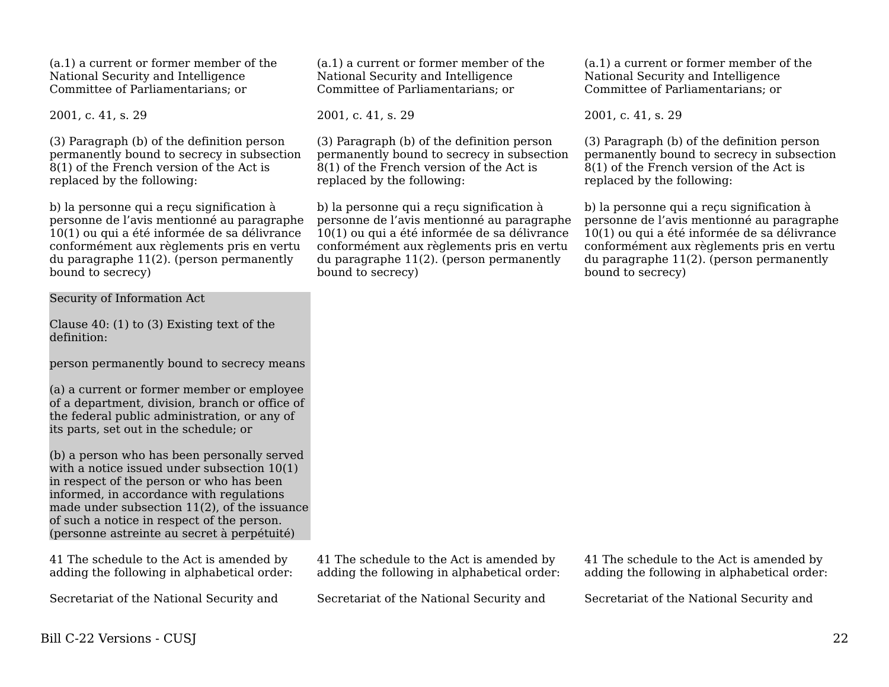| (a.1) a current or former member of the National Security and Intelligence Committee of Parliamentarians; or | (a.1) a current or former member of the National Security and Intelligence Committee of Parliamentarians; or | (a.1) a current or former member of the National Security and Intelligence Committee of Parliamentarians; or |
|---|---|---|
| 2001, c. 41, s. 29 | 2001, c. 41, s. 29 | 2001, c. 41, s. 29 |
| (3) Paragraph (b) of the definition person permanently bound to secrecy in subsection 8(1) of the French version of the Act is replaced by the following: | (3) Paragraph (b) of the definition person permanently bound to secrecy in subsection 8(1) of the French version of the Act is replaced by the following: | (3) Paragraph (b) of the definition person permanently bound to secrecy in subsection 8(1) of the French version of the Act is replaced by the following: |
| b) la personne qui a reçu signification à personne de l’avis mentionné au paragraphe 10(1) ou qui a été informée de sa délivrance conformément aux règlements pris en vertu du paragraphe 11(2). (person permanently bound to secrecy) | b) la personne qui a reçu signification à personne de l’avis mentionné au paragraphe 10(1) ou qui a été informée de sa délivrance conformément aux règlements pris en vertu du paragraphe 11(2). (person permanently bound to secrecy) | b) la personne qui a reçu signification à personne de l’avis mentionné au paragraphe 10(1) ou qui a été informée de sa délivrance conformément aux règlements pris en vertu du paragraphe 11(2). (person permanently bound to secrecy) |
| Security of Information Act<br><br>Clause 40: (1) to (3) Existing text of the definition:<br><br>person permanently bound to secrecy means<br><br>(a) a current or former member or employee of a department, division, branch or office of the federal public administration, or any of its parts, set out in the schedule; or<br><br>(b) a person who has been personally served with a notice issued under subsection 10(1) in respect of the person or who has been informed, in accordance with regulations made under subsection 11(2), of the issuance of such a notice in respect of the person. (personne astreinte au secret à perpétuité) | | |
| 41 The schedule to the Act is amended by adding the following in alphabetical order: | 41 The schedule to the Act is amended by adding the following in alphabetical order: | 41 The schedule to the Act is amended by adding the following in alphabetical order: |
| Secretariat of the National Security and | Secretariat of the National Security and | Secretariat of the National Security and |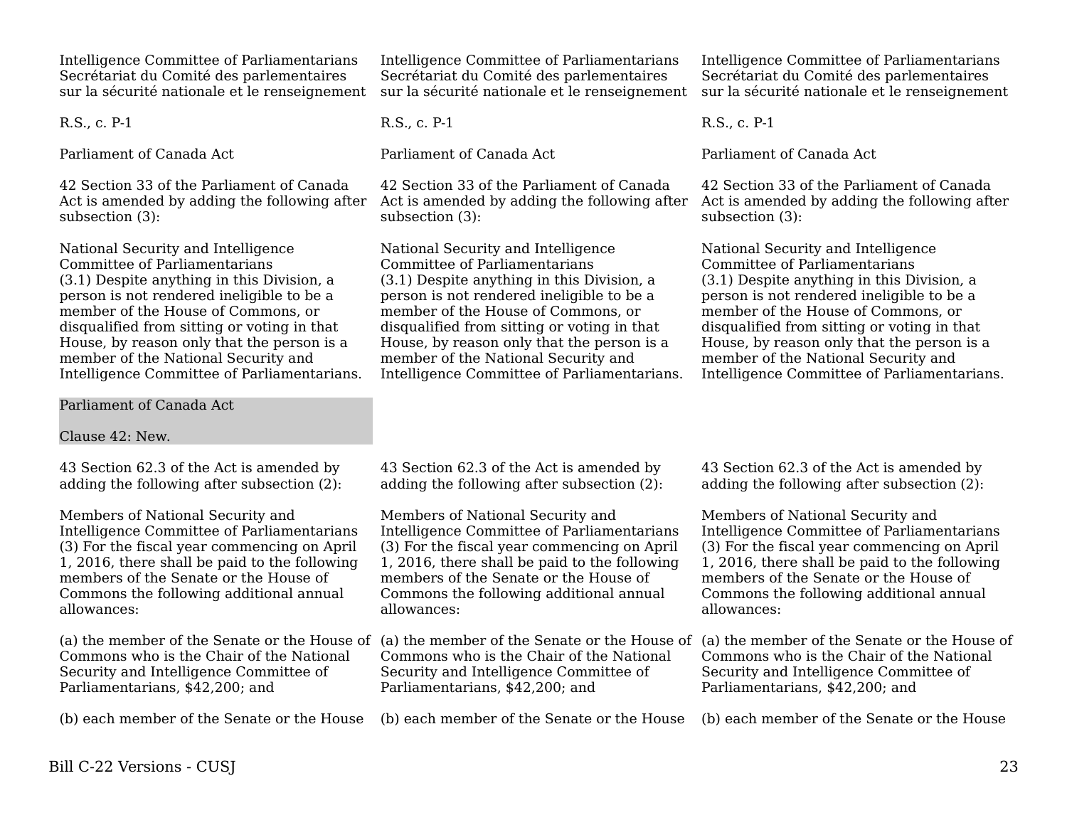| | | |
|---|---|---|
| Intelligence Committee of Parliamentarians<br>Secrétariat du Comité des parlementaires sur la sécurité nationale et le renseignement | Intelligence Committee of Parliamentarians<br>Secrétariat du Comité des parlementaires sur la sécurité nationale et le renseignement | Intelligence Committee of Parliamentarians<br>Secrétariat du Comité des parlementaires sur la sécurité nationale et le renseignement |
| R.S., c. P-1 | R.S., c. P-1 | R.S., c. P-1 |
| Parliament of Canada Act | Parliament of Canada Act | Parliament of Canada Act |
| 42 Section 33 of the Parliament of Canada Act is amended by adding the following after subsection (3): | 42 Section 33 of the Parliament of Canada Act is amended by adding the following after subsection (3): | 42 Section 33 of the Parliament of Canada Act is amended by adding the following after subsection (3): |
| National Security and Intelligence Committee of Parliamentarians<br>(3.1) Despite anything in this Division, a person is not rendered ineligible to be a member of the House of Commons, or disqualified from sitting or voting in that House, by reason only that the person is a member of the National Security and Intelligence Committee of Parliamentarians. | National Security and Intelligence Committee of Parliamentarians<br>(3.1) Despite anything in this Division, a person is not rendered ineligible to be a member of the House of Commons, or disqualified from sitting or voting in that House, by reason only that the person is a member of the National Security and Intelligence Committee of Parliamentarians. | National Security and Intelligence Committee of Parliamentarians<br>(3.1) Despite anything in this Division, a person is not rendered ineligible to be a member of the House of Commons, or disqualified from sitting or voting in that House, by reason only that the person is a member of the National Security and Intelligence Committee of Parliamentarians. |
| Parliament of Canada Act<br><br>Clause 42: New. | | |
| 43 Section 62.3 of the Act is amended by adding the following after subsection (2): | 43 Section 62.3 of the Act is amended by adding the following after subsection (2): | 43 Section 62.3 of the Act is amended by adding the following after subsection (2): |
| Members of National Security and Intelligence Committee of Parliamentarians<br>(3) For the fiscal year commencing on April 1, 2016, there shall be paid to the following members of the Senate or the House of Commons the following additional annual allowances: | Members of National Security and Intelligence Committee of Parliamentarians<br>(3) For the fiscal year commencing on April 1, 2016, there shall be paid to the following members of the Senate or the House of Commons the following additional annual allowances: | Members of National Security and Intelligence Committee of Parliamentarians<br>(3) For the fiscal year commencing on April 1, 2016, there shall be paid to the following members of the Senate or the House of Commons the following additional annual allowances: |
| (a) the member of the Senate or the House of Commons who is the Chair of the National Security and Intelligence Committee of Parliamentarians, $42,200; and | (a) the member of the Senate or the House of Commons who is the Chair of the National Security and Intelligence Committee of Parliamentarians, $42,200; and | (a) the member of the Senate or the House of Commons who is the Chair of the National Security and Intelligence Committee of Parliamentarians, $42,200; and |
| (b) each member of the Senate or the House | (b) each member of the Senate or the House | (b) each member of the Senate or the House |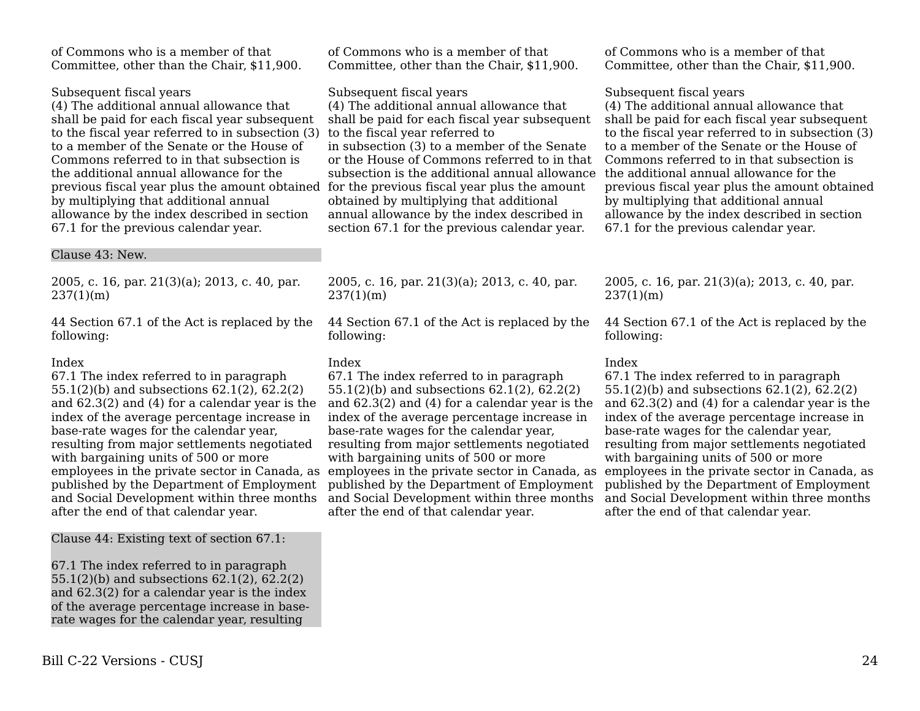| | | |
|---|---|---|
| of Commons who is a member of that Committee, other than the Chair, $11,900. | of Commons who is a member of that Committee, other than the Chair, $11,900. | of Commons who is a member of that Committee, other than the Chair, $11,900. |
| Subsequent fiscal years<br>(4) The additional annual allowance that shall be paid for each fiscal year subsequent to the fiscal year referred to in subsection (3) to a member of the Senate or the House of Commons referred to in that subsection is the additional annual allowance for the previous fiscal year plus the amount obtained by multiplying that additional annual allowance by the index described in section 67.1 for the previous calendar year. | Subsequent fiscal years<br>(4) The additional annual allowance that shall be paid for each fiscal year subsequent to the fiscal year referred to in subsection (3) to a member of the Senate or the House of Commons referred to in that subsection is the additional annual allowance for the previous fiscal year plus the amount obtained by multiplying that additional annual allowance by the index described in section 67.1 for the previous calendar year. | Subsequent fiscal years<br>(4) The additional annual allowance that shall be paid for each fiscal year subsequent to the fiscal year referred to in subsection (3) to a member of the Senate or the House of Commons referred to in that subsection is the additional annual allowance for the previous fiscal year plus the amount obtained by multiplying that additional annual allowance by the index described in section 67.1 for the previous calendar year. |
| Clause 43: New. | | |
| 2005, c. 16, par. 21(3)(a); 2013, c. 40, par. 237(1)(m) | 2005, c. 16, par. 21(3)(a); 2013, c. 40, par. 237(1)(m) | 2005, c. 16, par. 21(3)(a); 2013, c. 40, par. 237(1)(m) |
| 44 Section 67.1 of the Act is replaced by the following: | 44 Section 67.1 of the Act is replaced by the following: | 44 Section 67.1 of the Act is replaced by the following: |
| Index<br>67.1 The index referred to in paragraph 55.1(2)(b) and subsections 62.1(2), 62.2(2) and 62.3(2) and (4) for a calendar year is the index of the average percentage increase in base-rate wages for the calendar year, resulting from major settlements negotiated with bargaining units of 500 or more employees in the private sector in Canada, as published by the Department of Employment and Social Development within three months after the end of that calendar year. | Index<br>67.1 The index referred to in paragraph 55.1(2)(b) and subsections 62.1(2), 62.2(2) and 62.3(2) and (4) for a calendar year is the index of the average percentage increase in base-rate wages for the calendar year, resulting from major settlements negotiated with bargaining units of 500 or more employees in the private sector in Canada, as published by the Department of Employment and Social Development within three months after the end of that calendar year. | Index<br>67.1 The index referred to in paragraph 55.1(2)(b) and subsections 62.1(2), 62.2(2) and 62.3(2) and (4) for a calendar year is the index of the average percentage increase in base-rate wages for the calendar year, resulting from major settlements negotiated with bargaining units of 500 or more employees in the private sector in Canada, as published by the Department of Employment and Social Development within three months after the end of that calendar year. |
| Clause 44: Existing text of section 67.1:<br><br>67.1 The index referred to in paragraph 55.1(2)(b) and subsections 62.1(2), 62.2(2) and 62.3(2) for a calendar year is the index of the average percentage increase in base-rate wages for the calendar year, resulting | | |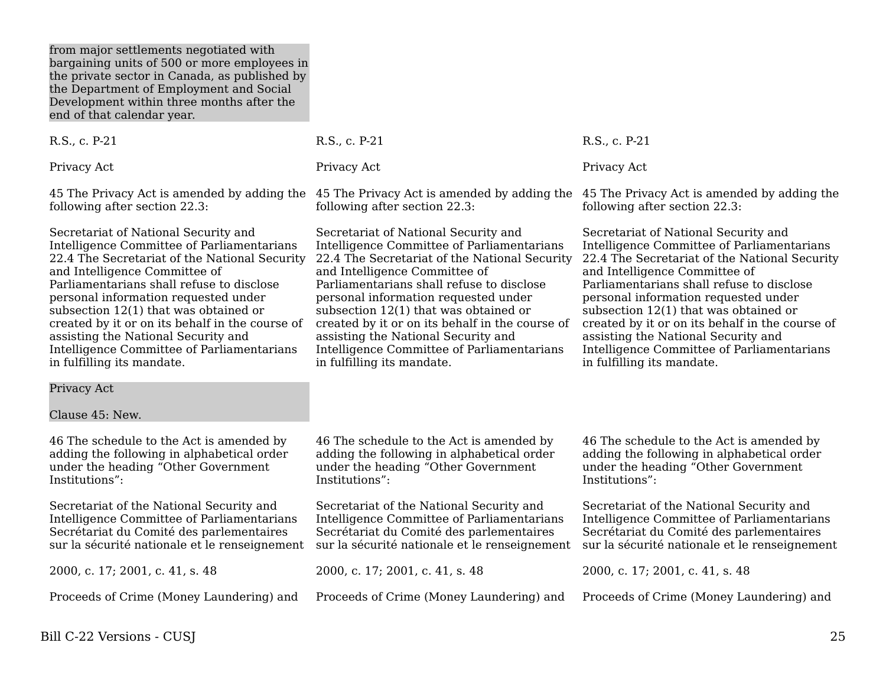| | | |
|---|---|---|
| from major settlements negotiated with bargaining units of 500 or more employees in the private sector in Canada, as published by the Department of Employment and Social Development within three months after the end of that calendar year. | | |
| R.S., c. P-21 | R.S., c. P-21 | R.S., c. P-21 |
| Privacy Act | Privacy Act | Privacy Act |
| 45 The Privacy Act is amended by adding the following after section 22.3: | 45 The Privacy Act is amended by adding the following after section 22.3: | 45 The Privacy Act is amended by adding the following after section 22.3: |
| Secretariat of National Security and Intelligence Committee of Parliamentarians<br>22.4 The Secretariat of the National Security and Intelligence Committee of Parliamentarians shall refuse to disclose personal information requested under subsection 12(1) that was obtained or created by it or on its behalf in the course of assisting the National Security and Intelligence Committee of Parliamentarians in fulfilling its mandate. | Secretariat of National Security and Intelligence Committee of Parliamentarians<br>22.4 The Secretariat of the National Security and Intelligence Committee of Parliamentarians shall refuse to disclose personal information requested under subsection 12(1) that was obtained or created by it or on its behalf in the course of assisting the National Security and Intelligence Committee of Parliamentarians in fulfilling its mandate. | Secretariat of National Security and Intelligence Committee of Parliamentarians<br>22.4 The Secretariat of the National Security and Intelligence Committee of Parliamentarians shall refuse to disclose personal information requested under subsection 12(1) that was obtained or created by it or on its behalf in the course of assisting the National Security and Intelligence Committee of Parliamentarians in fulfilling its mandate. |
| Privacy Act<br><br>Clause 45: New. | | |
| 46 The schedule to the Act is amended by adding the following in alphabetical order under the heading "Other Government Institutions": | 46 The schedule to the Act is amended by adding the following in alphabetical order under the heading "Other Government Institutions": | 46 The schedule to the Act is amended by adding the following in alphabetical order under the heading "Other Government Institutions": |
| Secretariat of the National Security and Intelligence Committee of Parliamentarians<br>Secrétariat du Comité des parlementaires sur la sécurité nationale et le renseignement | Secretariat of the National Security and Intelligence Committee of Parliamentarians<br>Secrétariat du Comité des parlementaires sur la sécurité nationale et le renseignement | Secretariat of the National Security and Intelligence Committee of Parliamentarians<br>Secrétariat du Comité des parlementaires sur la sécurité nationale et le renseignement |
| 2000, c. 17; 2001, c. 41, s. 48 | 2000, c. 17; 2001, c. 41, s. 48 | 2000, c. 17; 2001, c. 41, s. 48 |
| Proceeds of Crime (Money Laundering) and | Proceeds of Crime (Money Laundering) and | Proceeds of Crime (Money Laundering) and |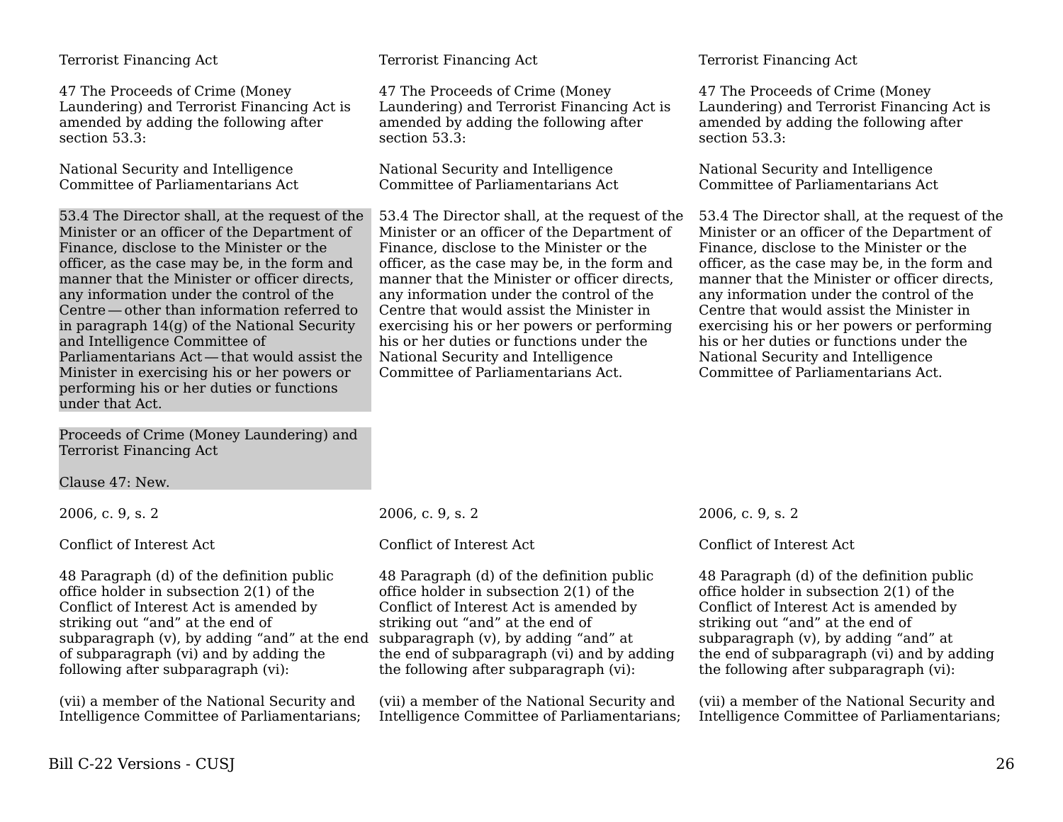| Terrorist Financing Act | Terrorist Financing Act | Terrorist Financing Act |
| --- | --- | --- |
| 47 The Proceeds of Crime (Money Laundering) and Terrorist Financing Act is amended by adding the following after section 53.3: | 47 The Proceeds of Crime (Money Laundering) and Terrorist Financing Act is amended by adding the following after section 53.3: | 47 The Proceeds of Crime (Money Laundering) and Terrorist Financing Act is amended by adding the following after section 53.3: |
| National Security and Intelligence Committee of Parliamentarians Act | National Security and Intelligence Committee of Parliamentarians Act | National Security and Intelligence Committee of Parliamentarians Act |
| 53.4 The Director shall, at the request of the Minister or an officer of the Department of Finance, disclose to the Minister or the officer, as the case may be, in the form and manner that the Minister or officer directs, any information under the control of the Centre — other than information referred to in paragraph 14(g) of the National Security and Intelligence Committee of Parliamentarians Act — that would assist the Minister in exercising his or her powers or performing his or her duties or functions under that Act. | 53.4 The Director shall, at the request of the Minister or an officer of the Department of Finance, disclose to the Minister or the officer, as the case may be, in the form and manner that the Minister or officer directs, any information under the control of the Centre that would assist the Minister in exercising his or her powers or performing his or her duties or functions under the National Security and Intelligence Committee of Parliamentarians Act. | 53.4 The Director shall, at the request of the Minister or an officer of the Department of Finance, disclose to the Minister or the officer, as the case may be, in the form and manner that the Minister or officer directs, any information under the control of the Centre that would assist the Minister in exercising his or her powers or performing his or her duties or functions under the National Security and Intelligence Committee of Parliamentarians Act. |
| Proceeds of Crime (Money Laundering) and Terrorist Financing Act<br><br>Clause 47: New. | | |
| 2006, c. 9, s. 2 | 2006, c. 9, s. 2 | 2006, c. 9, s. 2 |
| Conflict of Interest Act | Conflict of Interest Act | Conflict of Interest Act |
| 48 Paragraph (d) of the definition public office holder in subsection 2(1) of the Conflict of Interest Act is amended by striking out "and" at the end of subparagraph (v), by adding "and" at the end of subparagraph (vi) and by adding the following after subparagraph (vi): | 48 Paragraph (d) of the definition public office holder in subsection 2(1) of the Conflict of Interest Act is amended by striking out "and" at the end of subparagraph (v), by adding "and" at the end of subparagraph (vi) and by adding the following after subparagraph (vi): | 48 Paragraph (d) of the definition public office holder in subsection 2(1) of the Conflict of Interest Act is amended by striking out "and" at the end of subparagraph (v), by adding "and" at the end of subparagraph (vi) and by adding the following after subparagraph (vi): |
| (vii) a member of the National Security and Intelligence Committee of Parliamentarians; | (vii) a member of the National Security and Intelligence Committee of Parliamentarians; | (vii) a member of the National Security and Intelligence Committee of Parliamentarians; |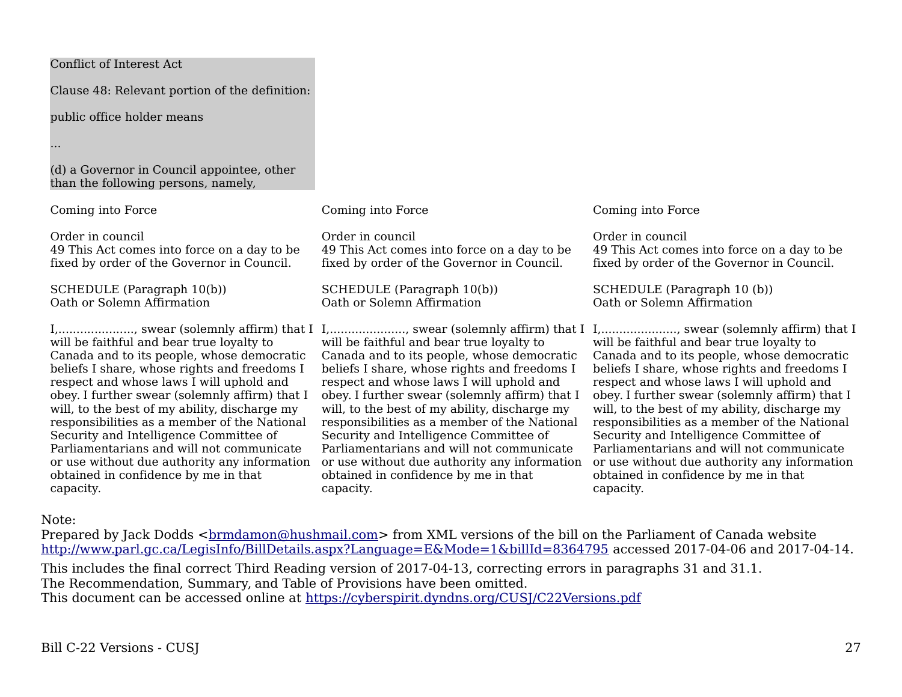| | | |
|---|---|---|
| Conflict of Interest Act<br><br>Clause 48: Relevant portion of the definition:<br><br>public office holder means<br><br>...<br><br>(d) a Governor in Council appointee, other than the following persons, namely, | | |
| Coming into Force<br><br>Order in council<br>49 This Act comes into force on a day to be fixed by order of the Governor in Council.<br><br>SCHEDULE (Paragraph 10(b))<br>Oath or Solemn Affirmation<br><br>I,...................., swear (solemnly affirm) that I will be faithful and bear true loyalty to Canada and to its people, whose democratic beliefs I share, whose rights and freedoms I respect and whose laws I will uphold and obey. I further swear (solemnly affirm) that I will, to the best of my ability, discharge my responsibilities as a member of the National Security and Intelligence Committee of Parliamentarians and will not communicate or use without due authority any information obtained in confidence by me in that capacity. | Coming into Force<br><br>Order in council<br>49 This Act comes into force on a day to be fixed by order of the Governor in Council.<br><br>SCHEDULE (Paragraph 10(b))<br>Oath or Solemn Affirmation<br><br>I,...................., swear (solemnly affirm) that I will be faithful and bear true loyalty to Canada and to its people, whose democratic beliefs I share, whose rights and freedoms I respect and whose laws I will uphold and obey. I further swear (solemnly affirm) that I will, to the best of my ability, discharge my responsibilities as a member of the National Security and Intelligence Committee of Parliamentarians and will not communicate or use without due authority any information obtained in confidence by me in that capacity. | Coming into Force<br><br>Order in council<br>49 This Act comes into force on a day to be fixed by order of the Governor in Council.<br><br>SCHEDULE (Paragraph 10 (b))<br>Oath or Solemn Affirmation<br><br>I,...................., swear (solemnly affirm) that I will be faithful and bear true loyalty to Canada and to its people, whose democratic beliefs I share, whose rights and freedoms I respect and whose laws I will uphold and obey. I further swear (solemnly affirm) that I will, to the best of my ability, discharge my responsibilities as a member of the National Security and Intelligence Committee of Parliamentarians and will not communicate or use without due authority any information obtained in confidence by me in that capacity. |

Note:
Prepared by Jack Dodds <brmdamon@hushmail.com> from XML versions of the bill on the Parliament of Canada website http://www.parl.gc.ca/LegisInfo/BillDetails.aspx?Language=E&Mode=1&billId=8364795 accessed 2017-04-06 and 2017-04-14.

This includes the final correct Third Reading version of 2017-04-13, correcting errors in paragraphs 31 and 31.1.
The Recommendation, Summary, and Table of Provisions have been omitted.
This document can be accessed online at https://cyberspirit.dyndns.org/CUSJ/C22Versions.pdf